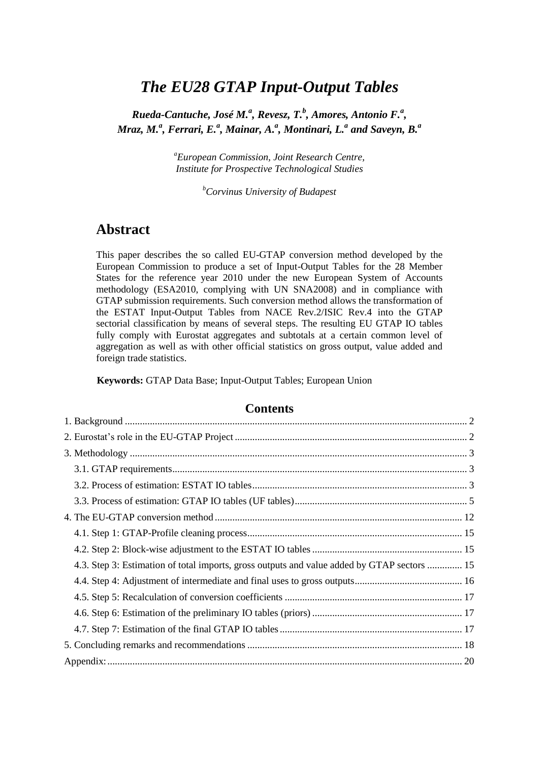# *The EU28 GTAP Input-Output Tables*

***Rueda-Cantuche, José M.*[a]*, Revesz, T.*[b]*, Amores, Antonio F.*[a]*, Mraz, M.*[a]*, Ferrari, E.*[a]*, Mainar, A.*[a]*, Montinari, L.*[a] *and Saveyn, B.*[a]**

[a]*European Commission, Joint Research Centre, Institute for Prospective Technological Studies*

[b]*Corvinus University of Budapest*

## Abstract

This paper describes the so called EU-GTAP conversion method developed by the European Commission to produce a set of Input-Output Tables for the 28 Member States for the reference year 2010 under the new European System of Accounts methodology (ESA2010, complying with UN SNA2008) and in compliance with GTAP submission requirements. Such conversion method allows the transformation of the ESTAT Input-Output Tables from NACE Rev.2/ISIC Rev.4 into the GTAP sectorial classification by means of several steps. The resulting EU GTAP IO tables fully comply with Eurostat aggregates and subtotals at a certain common level of aggregation as well as with other official statistics on gross output, value added and foreign trade statistics.

**Keywords:** GTAP Data Base; Input-Output Tables; European Union

## Contents

1. Background ........ 2
2. Eurostat's role in the EU-GTAP Project ........ 2
3. Methodology ........ 3
   - 3.1. GTAP requirements ........ 3
   - 3.2. Process of estimation: ESTAT IO tables ........ 3
   - 3.3. Process of estimation: GTAP IO tables (UF tables) ........ 5
4. The EU-GTAP conversion method ........ 12
   - 4.1. Step 1: GTAP-Profile cleaning process ........ 15
   - 4.2. Step 2: Block-wise adjustment to the ESTAT IO tables ........ 15
   - 4.3. Step 3: Estimation of total imports, gross outputs and value added by GTAP sectors ........ 15
   - 4.4. Step 4: Adjustment of intermediate and final uses to gross outputs ........ 16
   - 4.5. Step 5: Recalculation of conversion coefficients ........ 17
   - 4.6. Step 6: Estimation of the preliminary IO tables (priors) ........ 17
   - 4.7. Step 7: Estimation of the final GTAP IO tables ........ 17
5. Concluding remarks and recommendations ........ 18

Appendix: ........ 20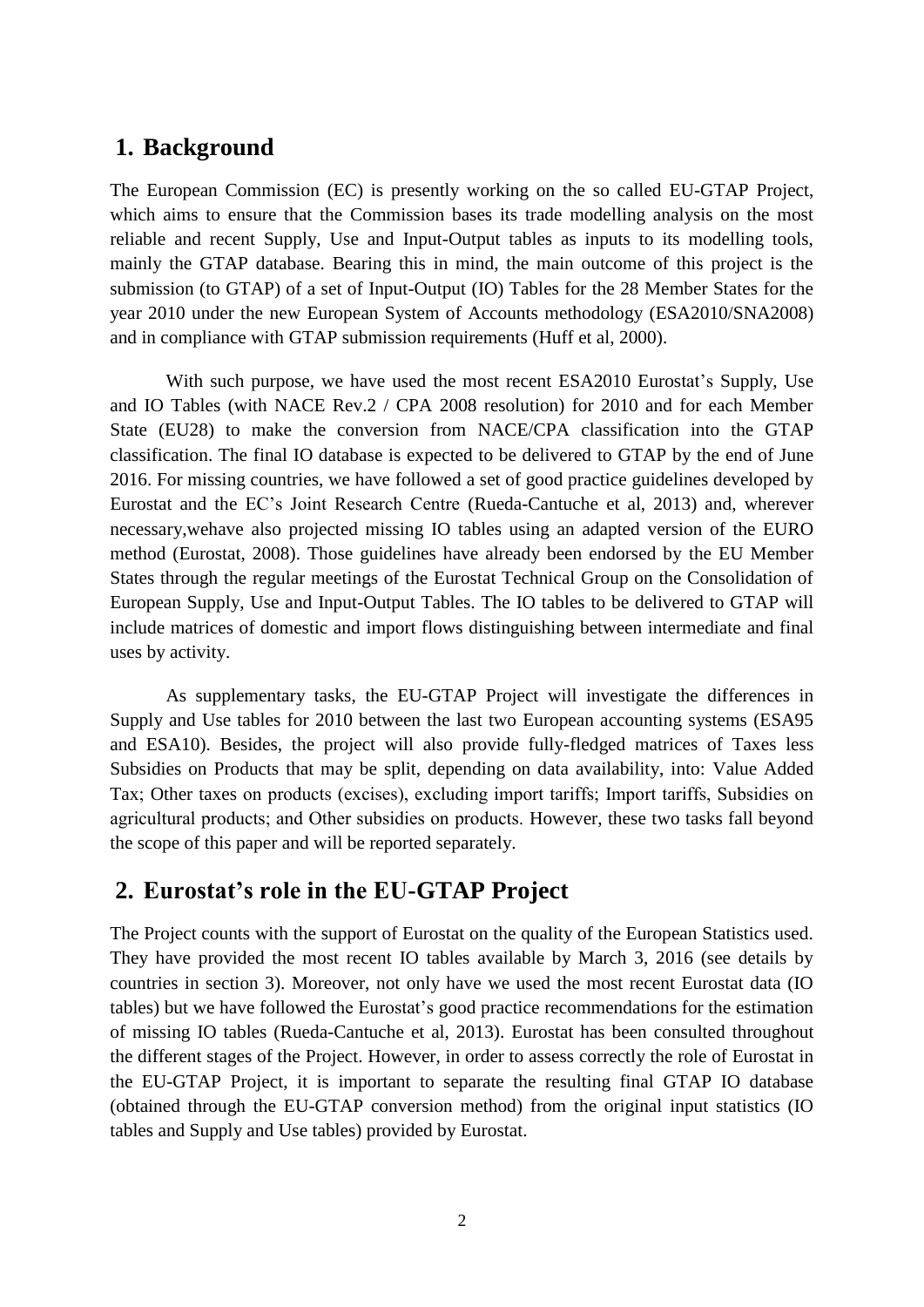## 1. Background

The European Commission (EC) is presently working on the so called EU-GTAP Project, which aims to ensure that the Commission bases its trade modelling analysis on the most reliable and recent Supply, Use and Input-Output tables as inputs to its modelling tools, mainly the GTAP database. Bearing this in mind, the main outcome of this project is the submission (to GTAP) of a set of Input-Output (IO) Tables for the 28 Member States for the year 2010 under the new European System of Accounts methodology (ESA2010/SNA2008) and in compliance with GTAP submission requirements (Huff et al, 2000).

With such purpose, we have used the most recent ESA2010 Eurostat's Supply, Use and IO Tables (with NACE Rev.2 / CPA 2008 resolution) for 2010 and for each Member State (EU28) to make the conversion from NACE/CPA classification into the GTAP classification. The final IO database is expected to be delivered to GTAP by the end of June 2016. For missing countries, we have followed a set of good practice guidelines developed by Eurostat and the EC's Joint Research Centre (Rueda-Cantuche et al, 2013) and, wherever necessary,wehave also projected missing IO tables using an adapted version of the EURO method (Eurostat, 2008). Those guidelines have already been endorsed by the EU Member States through the regular meetings of the Eurostat Technical Group on the Consolidation of European Supply, Use and Input-Output Tables. The IO tables to be delivered to GTAP will include matrices of domestic and import flows distinguishing between intermediate and final uses by activity.

As supplementary tasks, the EU-GTAP Project will investigate the differences in Supply and Use tables for 2010 between the last two European accounting systems (ESA95 and ESA10). Besides, the project will also provide fully-fledged matrices of Taxes less Subsidies on Products that may be split, depending on data availability, into: Value Added Tax; Other taxes on products (excises), excluding import tariffs; Import tariffs, Subsidies on agricultural products; and Other subsidies on products. However, these two tasks fall beyond the scope of this paper and will be reported separately.

## 2. Eurostat's role in the EU-GTAP Project

The Project counts with the support of Eurostat on the quality of the European Statistics used. They have provided the most recent IO tables available by March 3, 2016 (see details by countries in section 3). Moreover, not only have we used the most recent Eurostat data (IO tables) but we have followed the Eurostat's good practice recommendations for the estimation of missing IO tables (Rueda-Cantuche et al, 2013). Eurostat has been consulted throughout the different stages of the Project. However, in order to assess correctly the role of Eurostat in the EU-GTAP Project, it is important to separate the resulting final GTAP IO database (obtained through the EU-GTAP conversion method) from the original input statistics (IO tables and Supply and Use tables) provided by Eurostat.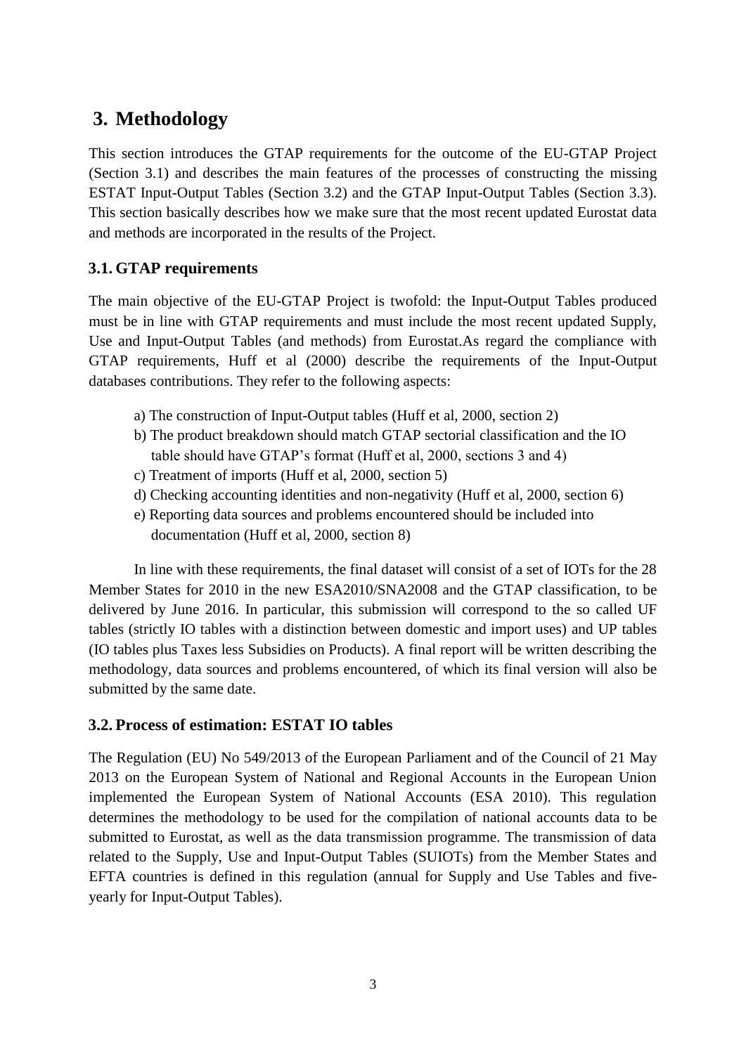# 3. Methodology

This section introduces the GTAP requirements for the outcome of the EU-GTAP Project (Section 3.1) and describes the main features of the processes of constructing the missing ESTAT Input-Output Tables (Section 3.2) and the GTAP Input-Output Tables (Section 3.3). This section basically describes how we make sure that the most recent updated Eurostat data and methods are incorporated in the results of the Project.

## 3.1. GTAP requirements

The main objective of the EU-GTAP Project is twofold: the Input-Output Tables produced must be in line with GTAP requirements and must include the most recent updated Supply, Use and Input-Output Tables (and methods) from Eurostat.As regard the compliance with GTAP requirements, Huff et al (2000) describe the requirements of the Input-Output databases contributions. They refer to the following aspects:

a) The construction of Input-Output tables (Huff et al, 2000, section 2)
b) The product breakdown should match GTAP sectorial classification and the IO table should have GTAP's format (Huff et al, 2000, sections 3 and 4)
c) Treatment of imports (Huff et al, 2000, section 5)
d) Checking accounting identities and non-negativity (Huff et al, 2000, section 6)
e) Reporting data sources and problems encountered should be included into documentation (Huff et al, 2000, section 8)

In line with these requirements, the final dataset will consist of a set of IOTs for the 28 Member States for 2010 in the new ESA2010/SNA2008 and the GTAP classification, to be delivered by June 2016. In particular, this submission will correspond to the so called UF tables (strictly IO tables with a distinction between domestic and import uses) and UP tables (IO tables plus Taxes less Subsidies on Products). A final report will be written describing the methodology, data sources and problems encountered, of which its final version will also be submitted by the same date.

## 3.2. Process of estimation: ESTAT IO tables

The Regulation (EU) No 549/2013 of the European Parliament and of the Council of 21 May 2013 on the European System of National and Regional Accounts in the European Union implemented the European System of National Accounts (ESA 2010). This regulation determines the methodology to be used for the compilation of national accounts data to be submitted to Eurostat, as well as the data transmission programme. The transmission of data related to the Supply, Use and Input-Output Tables (SUIOTs) from the Member States and EFTA countries is defined in this regulation (annual for Supply and Use Tables and five-yearly for Input-Output Tables).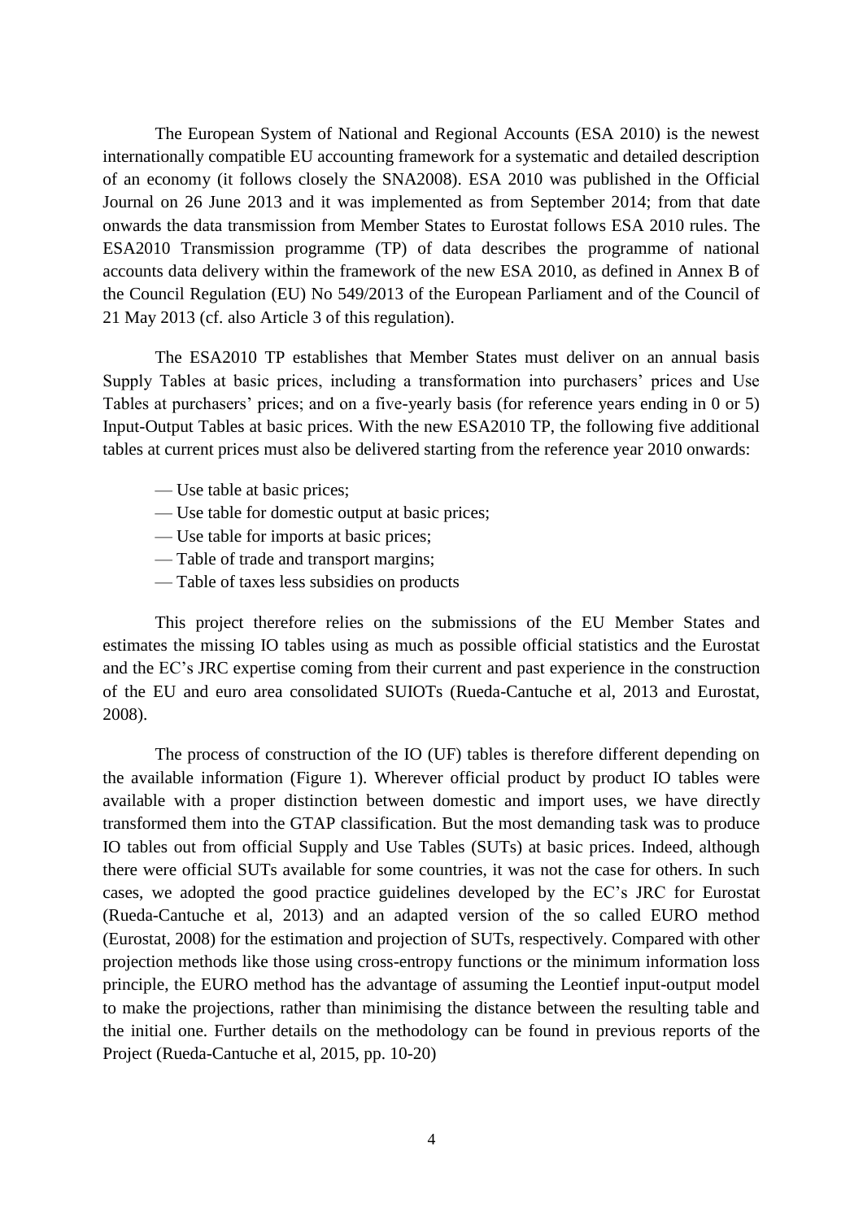The European System of National and Regional Accounts (ESA 2010) is the newest internationally compatible EU accounting framework for a systematic and detailed description of an economy (it follows closely the SNA2008). ESA 2010 was published in the Official Journal on 26 June 2013 and it was implemented as from September 2014; from that date onwards the data transmission from Member States to Eurostat follows ESA 2010 rules. The ESA2010 Transmission programme (TP) of data describes the programme of national accounts data delivery within the framework of the new ESA 2010, as defined in Annex B of the Council Regulation (EU) No 549/2013 of the European Parliament and of the Council of 21 May 2013 (cf. also Article 3 of this regulation).

The ESA2010 TP establishes that Member States must deliver on an annual basis Supply Tables at basic prices, including a transformation into purchasers' prices and Use Tables at purchasers' prices; and on a five-yearly basis (for reference years ending in 0 or 5) Input-Output Tables at basic prices. With the new ESA2010 TP, the following five additional tables at current prices must also be delivered starting from the reference year 2010 onwards:

- — Use table at basic prices;
- — Use table for domestic output at basic prices;
- — Use table for imports at basic prices;
- — Table of trade and transport margins;
- — Table of taxes less subsidies on products

This project therefore relies on the submissions of the EU Member States and estimates the missing IO tables using as much as possible official statistics and the Eurostat and the EC's JRC expertise coming from their current and past experience in the construction of the EU and euro area consolidated SUIOTs (Rueda-Cantuche et al, 2013 and Eurostat, 2008).

The process of construction of the IO (UF) tables is therefore different depending on the available information (Figure 1). Wherever official product by product IO tables were available with a proper distinction between domestic and import uses, we have directly transformed them into the GTAP classification. But the most demanding task was to produce IO tables out from official Supply and Use Tables (SUTs) at basic prices. Indeed, although there were official SUTs available for some countries, it was not the case for others. In such cases, we adopted the good practice guidelines developed by the EC's JRC for Eurostat (Rueda-Cantuche et al, 2013) and an adapted version of the so called EURO method (Eurostat, 2008) for the estimation and projection of SUTs, respectively. Compared with other projection methods like those using cross-entropy functions or the minimum information loss principle, the EURO method has the advantage of assuming the Leontief input-output model to make the projections, rather than minimising the distance between the resulting table and the initial one. Further details on the methodology can be found in previous reports of the Project (Rueda-Cantuche et al, 2015, pp. 10-20)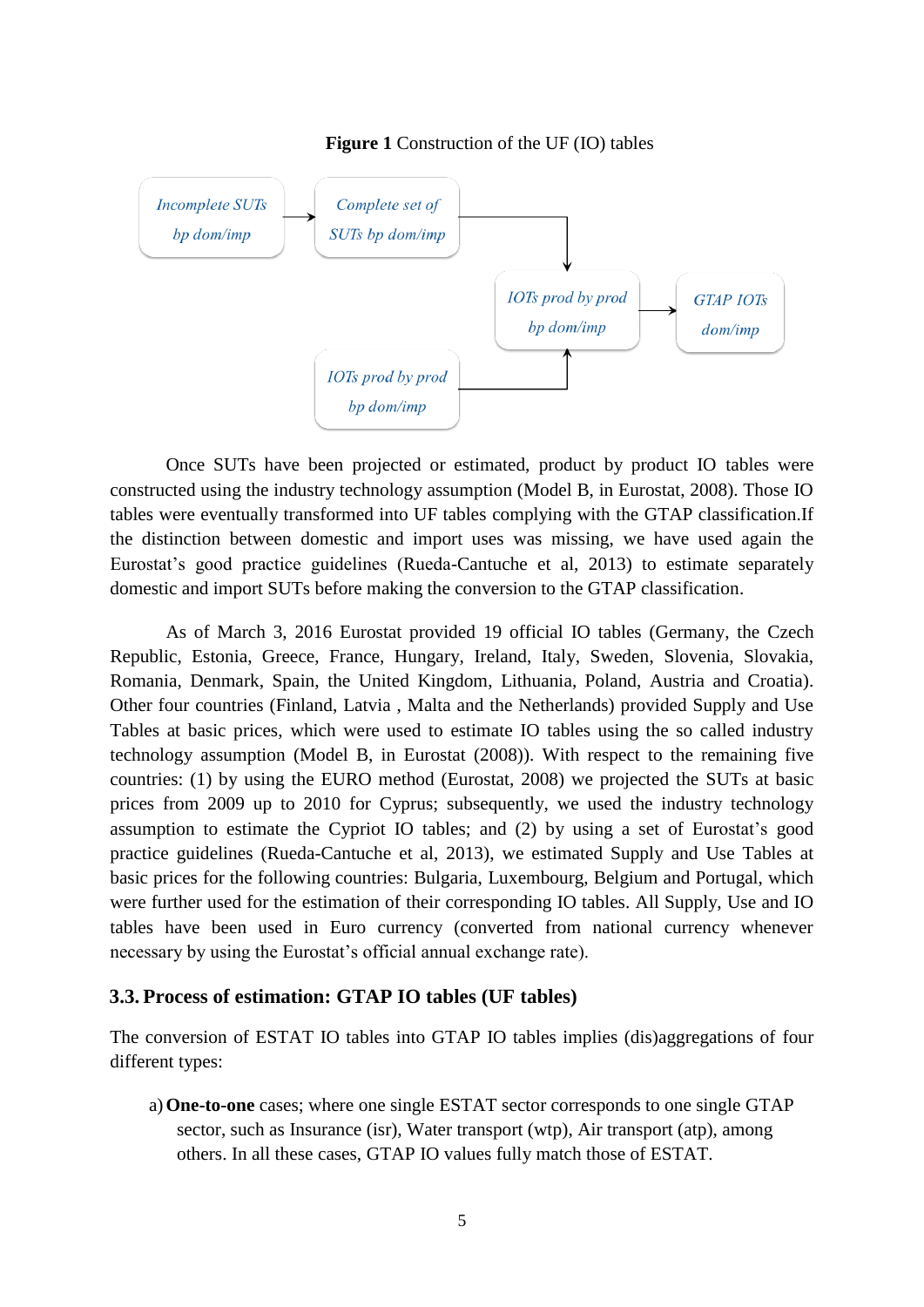**Figure 1** Construction of the UF (IO) tables

*Incomplete SUTs bp dom/imp* → *Complete set of SUTs bp dom/imp* → *IOTs prod by prod bp dom/imp* → *GTAP IOTs dom/imp*

*IOTs prod by prod bp dom/imp* → *IOTs prod by prod bp dom/imp*

Once SUTs have been projected or estimated, product by product IO tables were constructed using the industry technology assumption (Model B, in Eurostat, 2008). Those IO tables were eventually transformed into UF tables complying with the GTAP classification.If the distinction between domestic and import uses was missing, we have used again the Eurostat's good practice guidelines (Rueda-Cantuche et al, 2013) to estimate separately domestic and import SUTs before making the conversion to the GTAP classification.

As of March 3, 2016 Eurostat provided 19 official IO tables (Germany, the Czech Republic, Estonia, Greece, France, Hungary, Ireland, Italy, Sweden, Slovenia, Slovakia, Romania, Denmark, Spain, the United Kingdom, Lithuania, Poland, Austria and Croatia). Other four countries (Finland, Latvia , Malta and the Netherlands) provided Supply and Use Tables at basic prices, which were used to estimate IO tables using the so called industry technology assumption (Model B, in Eurostat (2008)). With respect to the remaining five countries: (1) by using the EURO method (Eurostat, 2008) we projected the SUTs at basic prices from 2009 up to 2010 for Cyprus; subsequently, we used the industry technology assumption to estimate the Cypriot IO tables; and (2) by using a set of Eurostat's good practice guidelines (Rueda-Cantuche et al, 2013), we estimated Supply and Use Tables at basic prices for the following countries: Bulgaria, Luxembourg, Belgium and Portugal, which were further used for the estimation of their corresponding IO tables. All Supply, Use and IO tables have been used in Euro currency (converted from national currency whenever necessary by using the Eurostat's official annual exchange rate).

### 3.3. Process of estimation: GTAP IO tables (UF tables)

The conversion of ESTAT IO tables into GTAP IO tables implies (dis)aggregations of four different types:

a) **One-to-one** cases; where one single ESTAT sector corresponds to one single GTAP sector, such as Insurance (isr), Water transport (wtp), Air transport (atp), among others. In all these cases, GTAP IO values fully match those of ESTAT.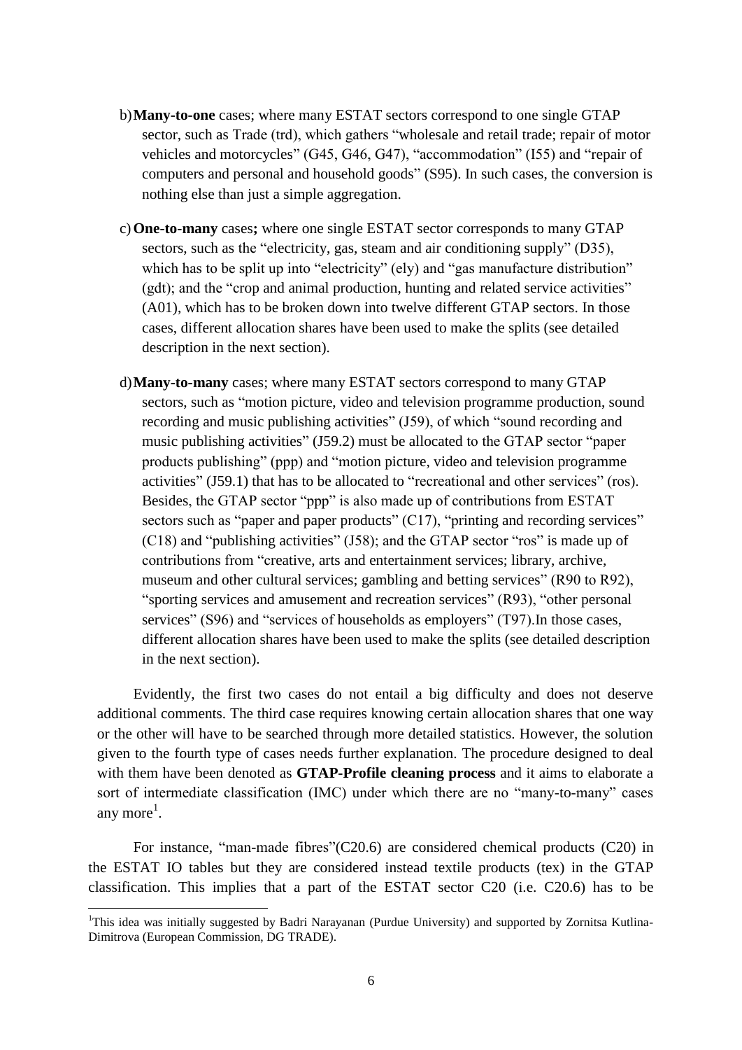b) **Many-to-one** cases; where many ESTAT sectors correspond to one single GTAP sector, such as Trade (trd), which gathers "wholesale and retail trade; repair of motor vehicles and motorcycles" (G45, G46, G47), "accommodation" (I55) and "repair of computers and personal and household goods" (S95). In such cases, the conversion is nothing else than just a simple aggregation.

c) **One-to-many** cases**;** where one single ESTAT sector corresponds to many GTAP sectors, such as the "electricity, gas, steam and air conditioning supply" (D35), which has to be split up into "electricity" (ely) and "gas manufacture distribution" (gdt); and the "crop and animal production, hunting and related service activities" (A01), which has to be broken down into twelve different GTAP sectors. In those cases, different allocation shares have been used to make the splits (see detailed description in the next section).

d) **Many-to-many** cases; where many ESTAT sectors correspond to many GTAP sectors, such as "motion picture, video and television programme production, sound recording and music publishing activities" (J59), of which "sound recording and music publishing activities" (J59.2) must be allocated to the GTAP sector "paper products publishing" (ppp) and "motion picture, video and television programme activities" (J59.1) that has to be allocated to "recreational and other services" (ros). Besides, the GTAP sector "ppp" is also made up of contributions from ESTAT sectors such as "paper and paper products" (C17), "printing and recording services" (C18) and "publishing activities" (J58); and the GTAP sector "ros" is made up of contributions from "creative, arts and entertainment services; library, archive, museum and other cultural services; gambling and betting services" (R90 to R92), "sporting services and amusement and recreation services" (R93), "other personal services" (S96) and "services of households as employers" (T97).In those cases, different allocation shares have been used to make the splits (see detailed description in the next section).

Evidently, the first two cases do not entail a big difficulty and does not deserve additional comments. The third case requires knowing certain allocation shares that one way or the other will have to be searched through more detailed statistics. However, the solution given to the fourth type of cases needs further explanation. The procedure designed to deal with them have been denoted as **GTAP-Profile cleaning process** and it aims to elaborate a sort of intermediate classification (IMC) under which there are no "many-to-many" cases any more[1].

For instance, "man-made fibres"(C20.6) are considered chemical products (C20) in the ESTAT IO tables but they are considered instead textile products (tex) in the GTAP classification. This implies that a part of the ESTAT sector C20 (i.e. C20.6) has to be

[1]This idea was initially suggested by Badri Narayanan (Purdue University) and supported by Zornitsa Kutlina-Dimitrova (European Commission, DG TRADE).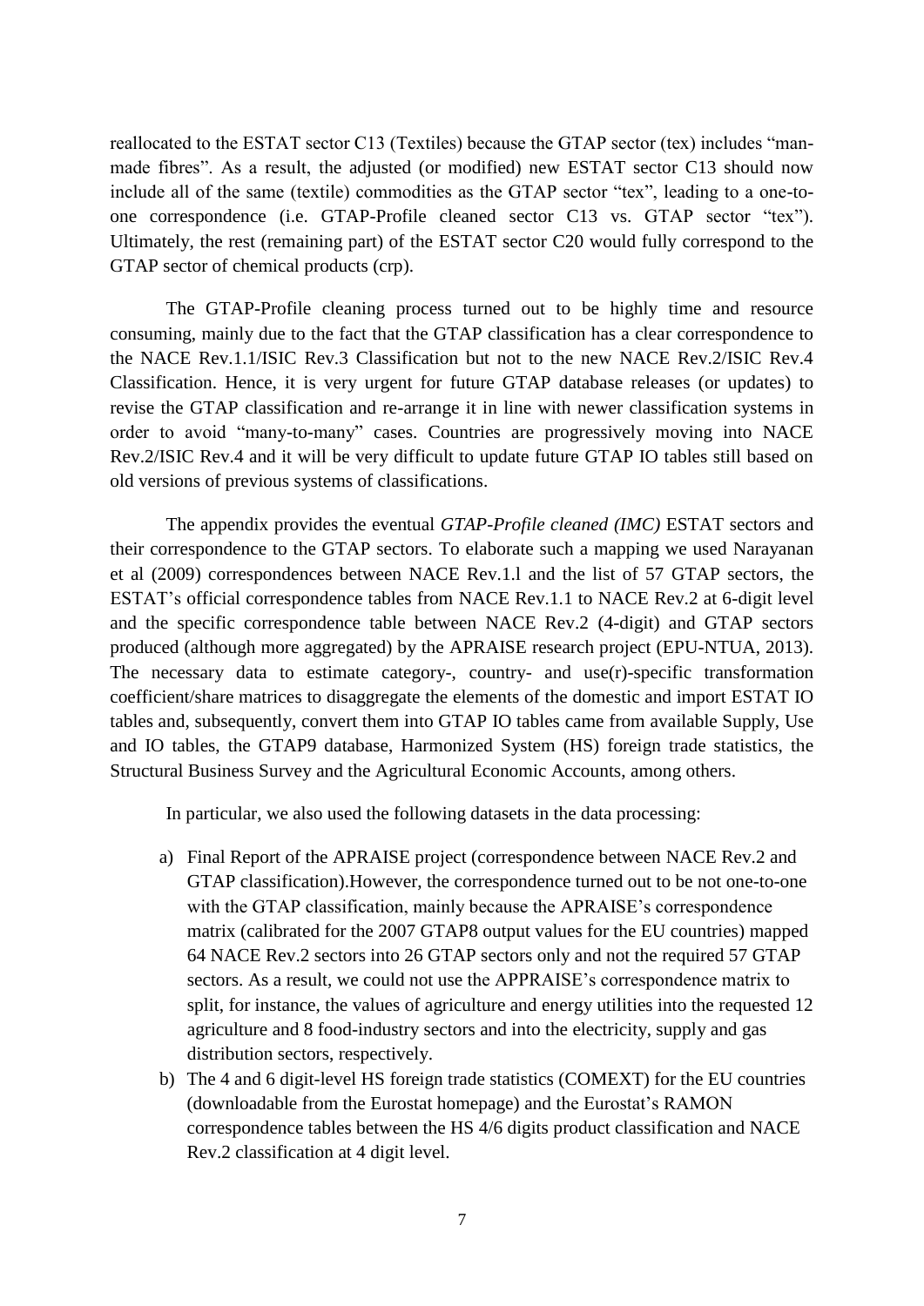reallocated to the ESTAT sector C13 (Textiles) because the GTAP sector (tex) includes "man-made fibres". As a result, the adjusted (or modified) new ESTAT sector C13 should now include all of the same (textile) commodities as the GTAP sector "tex", leading to a one-to-one correspondence (i.e. GTAP-Profile cleaned sector C13 vs. GTAP sector "tex"). Ultimately, the rest (remaining part) of the ESTAT sector C20 would fully correspond to the GTAP sector of chemical products (crp).

The GTAP-Profile cleaning process turned out to be highly time and resource consuming, mainly due to the fact that the GTAP classification has a clear correspondence to the NACE Rev.1.1/ISIC Rev.3 Classification but not to the new NACE Rev.2/ISIC Rev.4 Classification. Hence, it is very urgent for future GTAP database releases (or updates) to revise the GTAP classification and re-arrange it in line with newer classification systems in order to avoid "many-to-many" cases. Countries are progressively moving into NACE Rev.2/ISIC Rev.4 and it will be very difficult to update future GTAP IO tables still based on old versions of previous systems of classifications.

The appendix provides the eventual *GTAP-Profile cleaned (IMC)* ESTAT sectors and their correspondence to the GTAP sectors. To elaborate such a mapping we used Narayanan et al (2009) correspondences between NACE Rev.1.l and the list of 57 GTAP sectors, the ESTAT's official correspondence tables from NACE Rev.1.1 to NACE Rev.2 at 6-digit level and the specific correspondence table between NACE Rev.2 (4-digit) and GTAP sectors produced (although more aggregated) by the APRAISE research project (EPU-NTUA, 2013). The necessary data to estimate category-, country- and use(r)-specific transformation coefficient/share matrices to disaggregate the elements of the domestic and import ESTAT IO tables and, subsequently, convert them into GTAP IO tables came from available Supply, Use and IO tables, the GTAP9 database, Harmonized System (HS) foreign trade statistics, the Structural Business Survey and the Agricultural Economic Accounts, among others.

In particular, we also used the following datasets in the data processing:

a) Final Report of the APRAISE project (correspondence between NACE Rev.2 and GTAP classification).However, the correspondence turned out to be not one-to-one with the GTAP classification, mainly because the APRAISE's correspondence matrix (calibrated for the 2007 GTAP8 output values for the EU countries) mapped 64 NACE Rev.2 sectors into 26 GTAP sectors only and not the required 57 GTAP sectors. As a result, we could not use the APPRAISE's correspondence matrix to split, for instance, the values of agriculture and energy utilities into the requested 12 agriculture and 8 food-industry sectors and into the electricity, supply and gas distribution sectors, respectively.
b) The 4 and 6 digit-level HS foreign trade statistics (COMEXT) for the EU countries (downloadable from the Eurostat homepage) and the Eurostat's RAMON correspondence tables between the HS 4/6 digits product classification and NACE Rev.2 classification at 4 digit level.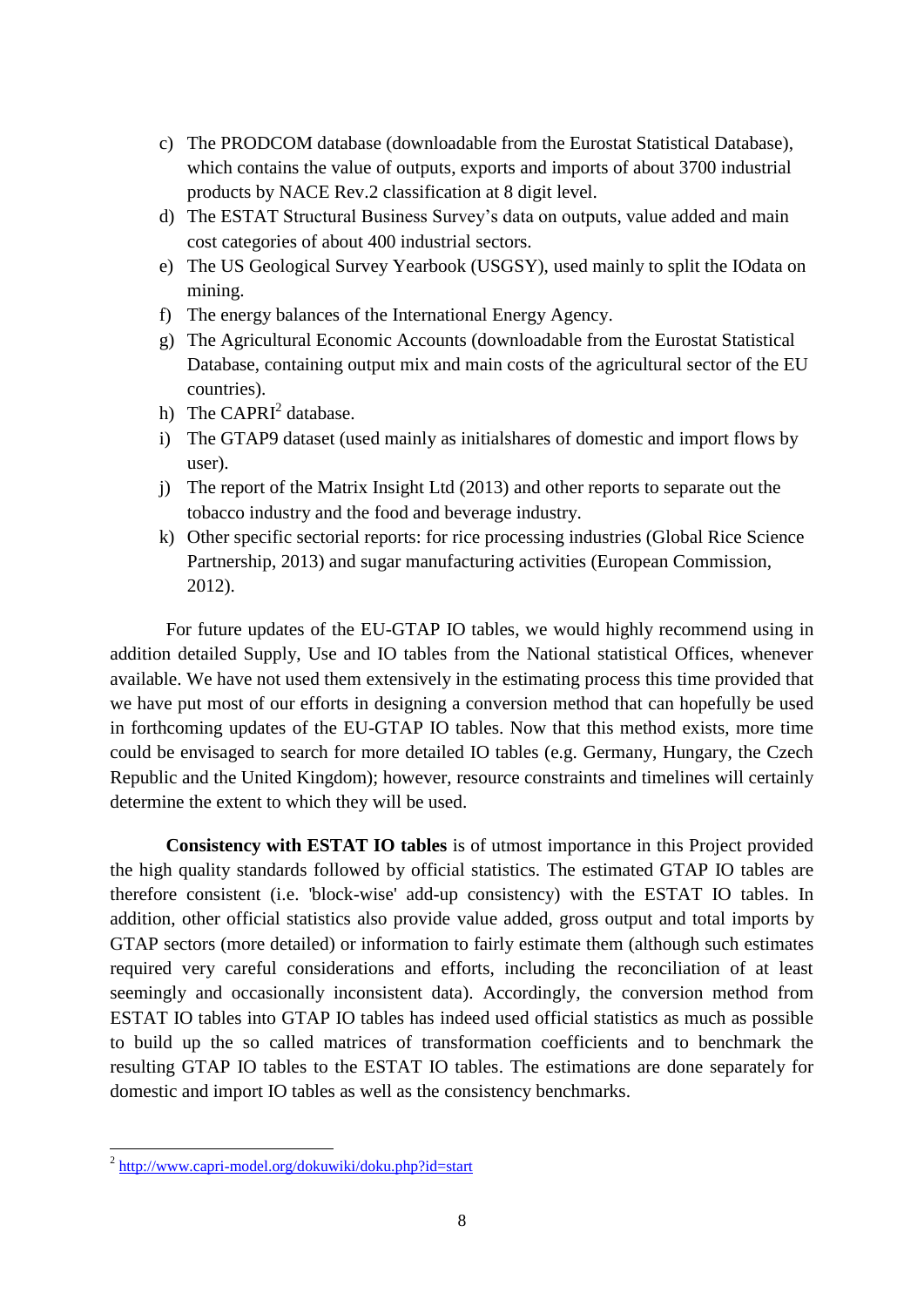c) The PRODCOM database (downloadable from the Eurostat Statistical Database), which contains the value of outputs, exports and imports of about 3700 industrial products by NACE Rev.2 classification at 8 digit level.
d) The ESTAT Structural Business Survey's data on outputs, value added and main cost categories of about 400 industrial sectors.
e) The US Geological Survey Yearbook (USGSY), used mainly to split the IOdata on mining.
f) The energy balances of the International Energy Agency.
g) The Agricultural Economic Accounts (downloadable from the Eurostat Statistical Database, containing output mix and main costs of the agricultural sector of the EU countries).
h) The CAPRI[2] database.
i) The GTAP9 dataset (used mainly as initialshares of domestic and import flows by user).
j) The report of the Matrix Insight Ltd (2013) and other reports to separate out the tobacco industry and the food and beverage industry.
k) Other specific sectorial reports: for rice processing industries (Global Rice Science Partnership, 2013) and sugar manufacturing activities (European Commission, 2012).

For future updates of the EU-GTAP IO tables, we would highly recommend using in addition detailed Supply, Use and IO tables from the National statistical Offices, whenever available. We have not used them extensively in the estimating process this time provided that we have put most of our efforts in designing a conversion method that can hopefully be used in forthcoming updates of the EU-GTAP IO tables. Now that this method exists, more time could be envisaged to search for more detailed IO tables (e.g. Germany, Hungary, the Czech Republic and the United Kingdom); however, resource constraints and timelines will certainly determine the extent to which they will be used.

**Consistency with ESTAT IO tables** is of utmost importance in this Project provided the high quality standards followed by official statistics. The estimated GTAP IO tables are therefore consistent (i.e. 'block-wise' add-up consistency) with the ESTAT IO tables. In addition, other official statistics also provide value added, gross output and total imports by GTAP sectors (more detailed) or information to fairly estimate them (although such estimates required very careful considerations and efforts, including the reconciliation of at least seemingly and occasionally inconsistent data). Accordingly, the conversion method from ESTAT IO tables into GTAP IO tables has indeed used official statistics as much as possible to build up the so called matrices of transformation coefficients and to benchmark the resulting GTAP IO tables to the ESTAT IO tables. The estimations are done separately for domestic and import IO tables as well as the consistency benchmarks.

[2] http://www.capri-model.org/dokuwiki/doku.php?id=start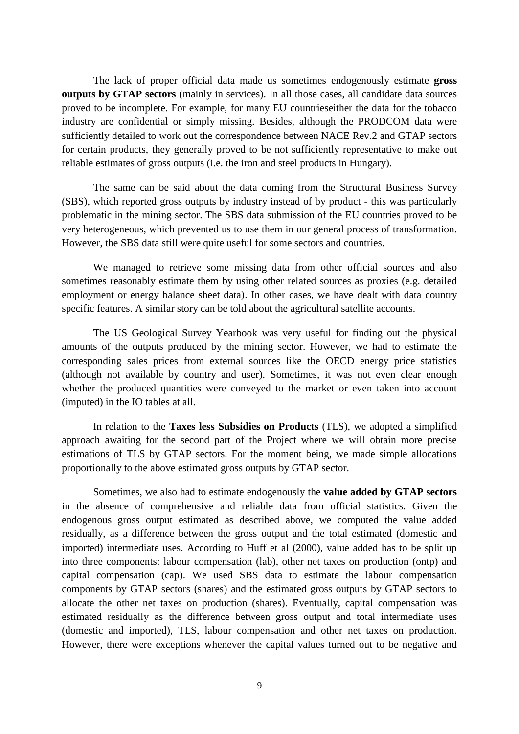The lack of proper official data made us sometimes endogenously estimate **gross outputs by GTAP sectors** (mainly in services). In all those cases, all candidate data sources proved to be incomplete. For example, for many EU countrieseither the data for the tobacco industry are confidential or simply missing. Besides, although the PRODCOM data were sufficiently detailed to work out the correspondence between NACE Rev.2 and GTAP sectors for certain products, they generally proved to be not sufficiently representative to make out reliable estimates of gross outputs (i.e. the iron and steel products in Hungary).

The same can be said about the data coming from the Structural Business Survey (SBS), which reported gross outputs by industry instead of by product - this was particularly problematic in the mining sector. The SBS data submission of the EU countries proved to be very heterogeneous, which prevented us to use them in our general process of transformation. However, the SBS data still were quite useful for some sectors and countries.

We managed to retrieve some missing data from other official sources and also sometimes reasonably estimate them by using other related sources as proxies (e.g. detailed employment or energy balance sheet data). In other cases, we have dealt with data country specific features. A similar story can be told about the agricultural satellite accounts.

The US Geological Survey Yearbook was very useful for finding out the physical amounts of the outputs produced by the mining sector. However, we had to estimate the corresponding sales prices from external sources like the OECD energy price statistics (although not available by country and user). Sometimes, it was not even clear enough whether the produced quantities were conveyed to the market or even taken into account (imputed) in the IO tables at all.

In relation to the **Taxes less Subsidies on Products** (TLS), we adopted a simplified approach awaiting for the second part of the Project where we will obtain more precise estimations of TLS by GTAP sectors. For the moment being, we made simple allocations proportionally to the above estimated gross outputs by GTAP sector.

Sometimes, we also had to estimate endogenously the **value added by GTAP sectors** in the absence of comprehensive and reliable data from official statistics. Given the endogenous gross output estimated as described above, we computed the value added residually, as a difference between the gross output and the total estimated (domestic and imported) intermediate uses. According to Huff et al (2000), value added has to be split up into three components: labour compensation (lab), other net taxes on production (ontp) and capital compensation (cap). We used SBS data to estimate the labour compensation components by GTAP sectors (shares) and the estimated gross outputs by GTAP sectors to allocate the other net taxes on production (shares). Eventually, capital compensation was estimated residually as the difference between gross output and total intermediate uses (domestic and imported), TLS, labour compensation and other net taxes on production. However, there were exceptions whenever the capital values turned out to be negative and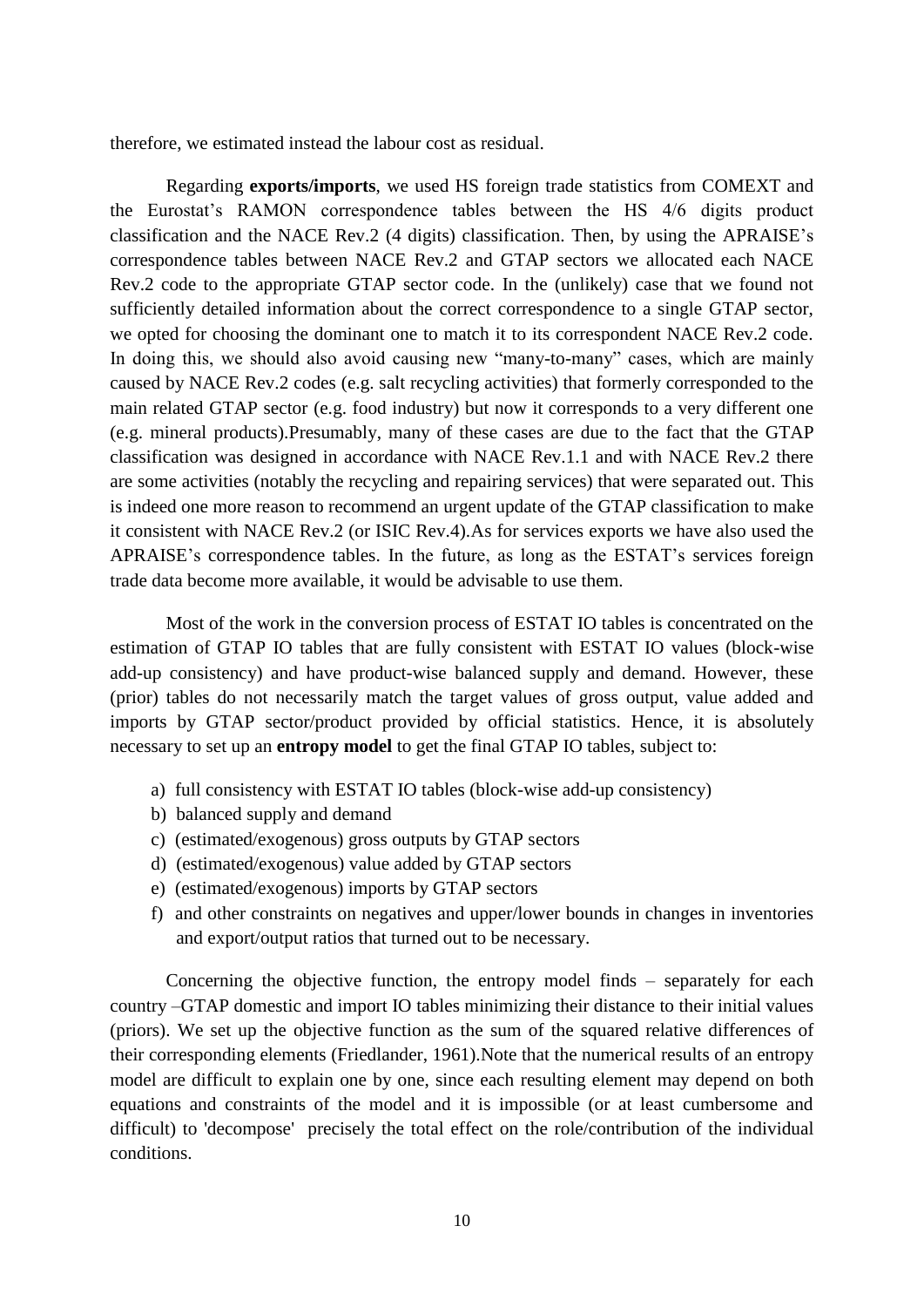therefore, we estimated instead the labour cost as residual.

Regarding **exports/imports**, we used HS foreign trade statistics from COMEXT and the Eurostat's RAMON correspondence tables between the HS 4/6 digits product classification and the NACE Rev.2 (4 digits) classification. Then, by using the APRAISE's correspondence tables between NACE Rev.2 and GTAP sectors we allocated each NACE Rev.2 code to the appropriate GTAP sector code. In the (unlikely) case that we found not sufficiently detailed information about the correct correspondence to a single GTAP sector, we opted for choosing the dominant one to match it to its correspondent NACE Rev.2 code. In doing this, we should also avoid causing new "many-to-many" cases, which are mainly caused by NACE Rev.2 codes (e.g. salt recycling activities) that formerly corresponded to the main related GTAP sector (e.g. food industry) but now it corresponds to a very different one (e.g. mineral products).Presumably, many of these cases are due to the fact that the GTAP classification was designed in accordance with NACE Rev.1.1 and with NACE Rev.2 there are some activities (notably the recycling and repairing services) that were separated out. This is indeed one more reason to recommend an urgent update of the GTAP classification to make it consistent with NACE Rev.2 (or ISIC Rev.4).As for services exports we have also used the APRAISE's correspondence tables. In the future, as long as the ESTAT's services foreign trade data become more available, it would be advisable to use them.

Most of the work in the conversion process of ESTAT IO tables is concentrated on the estimation of GTAP IO tables that are fully consistent with ESTAT IO values (block-wise add-up consistency) and have product-wise balanced supply and demand. However, these (prior) tables do not necessarily match the target values of gross output, value added and imports by GTAP sector/product provided by official statistics. Hence, it is absolutely necessary to set up an **entropy model** to get the final GTAP IO tables, subject to:

a) full consistency with ESTAT IO tables (block-wise add-up consistency)
b) balanced supply and demand
c) (estimated/exogenous) gross outputs by GTAP sectors
d) (estimated/exogenous) value added by GTAP sectors
e) (estimated/exogenous) imports by GTAP sectors
f) and other constraints on negatives and upper/lower bounds in changes in inventories and export/output ratios that turned out to be necessary.

Concerning the objective function, the entropy model finds – separately for each country –GTAP domestic and import IO tables minimizing their distance to their initial values (priors). We set up the objective function as the sum of the squared relative differences of their corresponding elements (Friedlander, 1961).Note that the numerical results of an entropy model are difficult to explain one by one, since each resulting element may depend on both equations and constraints of the model and it is impossible (or at least cumbersome and difficult) to 'decompose' precisely the total effect on the role/contribution of the individual conditions.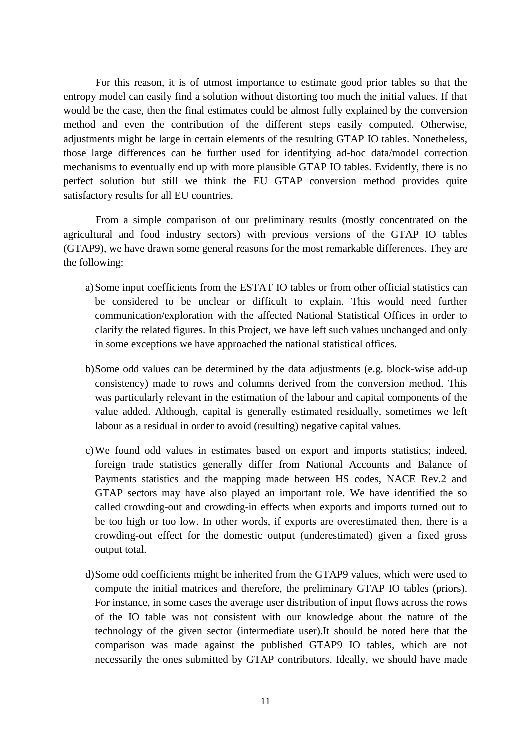For this reason, it is of utmost importance to estimate good prior tables so that the entropy model can easily find a solution without distorting too much the initial values. If that would be the case, then the final estimates could be almost fully explained by the conversion method and even the contribution of the different steps easily computed. Otherwise, adjustments might be large in certain elements of the resulting GTAP IO tables. Nonetheless, those large differences can be further used for identifying ad-hoc data/model correction mechanisms to eventually end up with more plausible GTAP IO tables. Evidently, there is no perfect solution but still we think the EU GTAP conversion method provides quite satisfactory results for all EU countries.

From a simple comparison of our preliminary results (mostly concentrated on the agricultural and food industry sectors) with previous versions of the GTAP IO tables (GTAP9), we have drawn some general reasons for the most remarkable differences. They are the following:

a) Some input coefficients from the ESTAT IO tables or from other official statistics can be considered to be unclear or difficult to explain. This would need further communication/exploration with the affected National Statistical Offices in order to clarify the related figures. In this Project, we have left such values unchanged and only in some exceptions we have approached the national statistical offices.

b) Some odd values can be determined by the data adjustments (e.g. block-wise add-up consistency) made to rows and columns derived from the conversion method. This was particularly relevant in the estimation of the labour and capital components of the value added. Although, capital is generally estimated residually, sometimes we left labour as a residual in order to avoid (resulting) negative capital values.

c) We found odd values in estimates based on export and imports statistics; indeed, foreign trade statistics generally differ from National Accounts and Balance of Payments statistics and the mapping made between HS codes, NACE Rev.2 and GTAP sectors may have also played an important role. We have identified the so called crowding-out and crowding-in effects when exports and imports turned out to be too high or too low. In other words, if exports are overestimated then, there is a crowding-out effect for the domestic output (underestimated) given a fixed gross output total.

d) Some odd coefficients might be inherited from the GTAP9 values, which were used to compute the initial matrices and therefore, the preliminary GTAP IO tables (priors). For instance, in some cases the average user distribution of input flows across the rows of the IO table was not consistent with our knowledge about the nature of the technology of the given sector (intermediate user).It should be noted here that the comparison was made against the published GTAP9 IO tables, which are not necessarily the ones submitted by GTAP contributors. Ideally, we should have made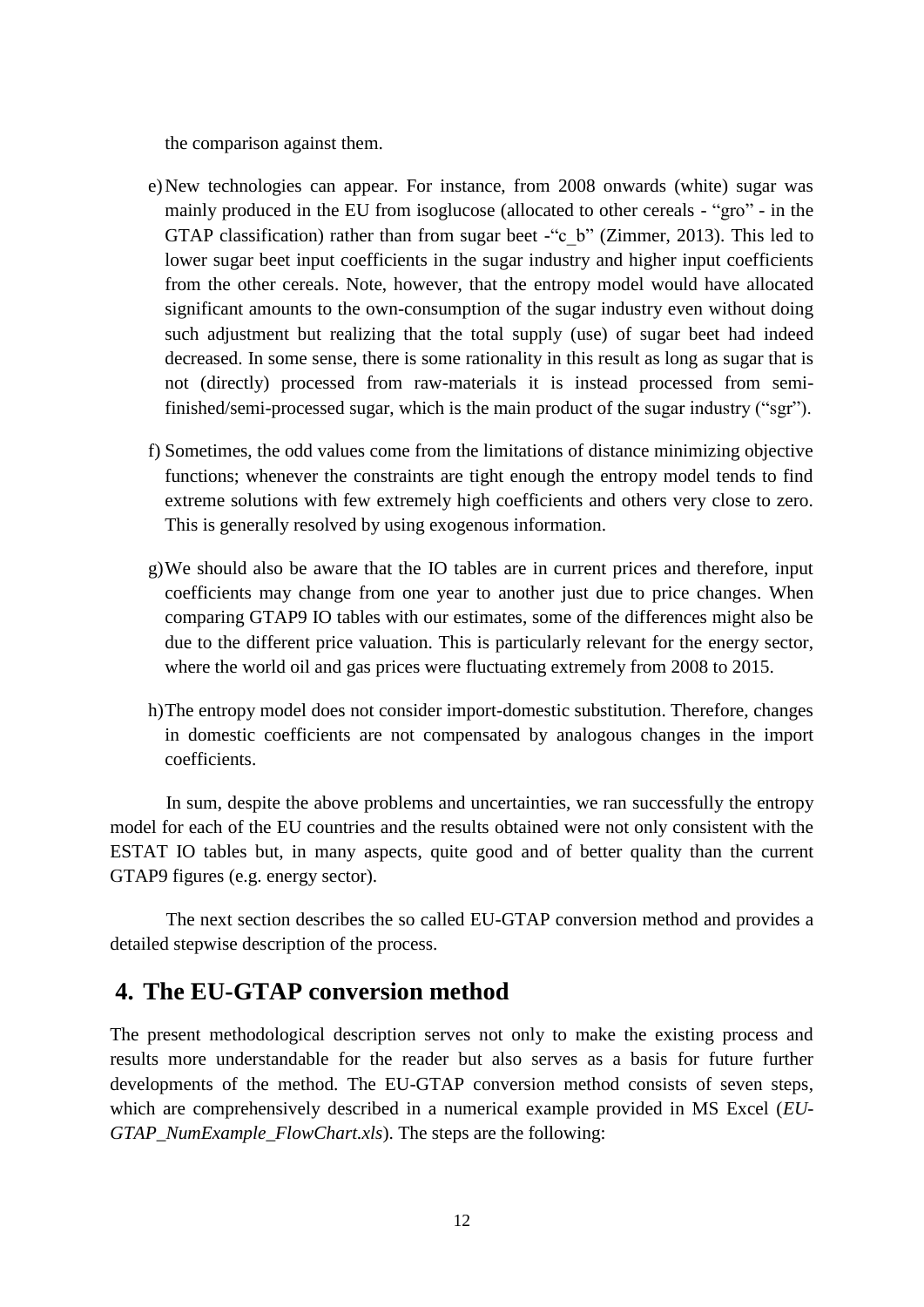the comparison against them.

e) New technologies can appear. For instance, from 2008 onwards (white) sugar was mainly produced in the EU from isoglucose (allocated to other cereals - "gro" - in the GTAP classification) rather than from sugar beet -"c_b" (Zimmer, 2013). This led to lower sugar beet input coefficients in the sugar industry and higher input coefficients from the other cereals. Note, however, that the entropy model would have allocated significant amounts to the own-consumption of the sugar industry even without doing such adjustment but realizing that the total supply (use) of sugar beet had indeed decreased. In some sense, there is some rationality in this result as long as sugar that is not (directly) processed from raw-materials it is instead processed from semi-finished/semi-processed sugar, which is the main product of the sugar industry ("sgr").

f) Sometimes, the odd values come from the limitations of distance minimizing objective functions; whenever the constraints are tight enough the entropy model tends to find extreme solutions with few extremely high coefficients and others very close to zero. This is generally resolved by using exogenous information.

g) We should also be aware that the IO tables are in current prices and therefore, input coefficients may change from one year to another just due to price changes. When comparing GTAP9 IO tables with our estimates, some of the differences might also be due to the different price valuation. This is particularly relevant for the energy sector, where the world oil and gas prices were fluctuating extremely from 2008 to 2015.

h) The entropy model does not consider import-domestic substitution. Therefore, changes in domestic coefficients are not compensated by analogous changes in the import coefficients.

In sum, despite the above problems and uncertainties, we ran successfully the entropy model for each of the EU countries and the results obtained were not only consistent with the ESTAT IO tables but, in many aspects, quite good and of better quality than the current GTAP9 figures (e.g. energy sector).

The next section describes the so called EU-GTAP conversion method and provides a detailed stepwise description of the process.

## 4. The EU-GTAP conversion method

The present methodological description serves not only to make the existing process and results more understandable for the reader but also serves as a basis for future further developments of the method. The EU-GTAP conversion method consists of seven steps, which are comprehensively described in a numerical example provided in MS Excel (*EU-GTAP_NumExample_FlowChart.xls*). The steps are the following: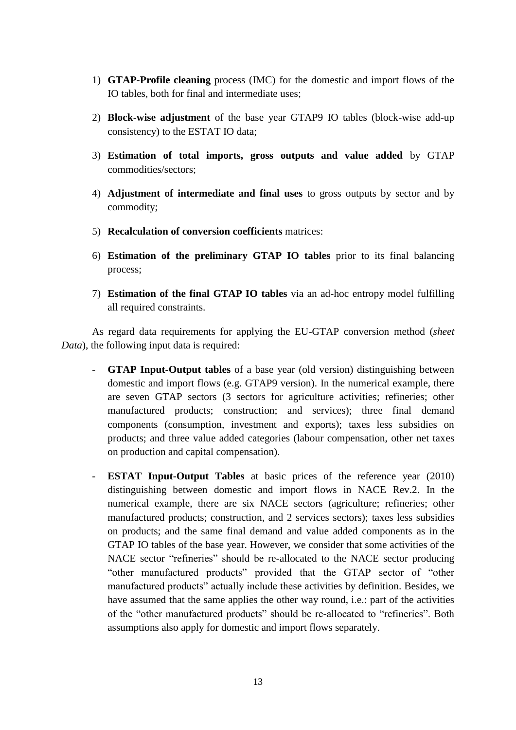1) **GTAP-Profile cleaning** process (IMC) for the domestic and import flows of the IO tables, both for final and intermediate uses;

2) **Block-wise adjustment** of the base year GTAP9 IO tables (block-wise add-up consistency) to the ESTAT IO data;

3) **Estimation of total imports, gross outputs and value added** by GTAP commodities/sectors;

4) **Adjustment of intermediate and final uses** to gross outputs by sector and by commodity;

5) **Recalculation of conversion coefficients** matrices:

6) **Estimation of the preliminary GTAP IO tables** prior to its final balancing process;

7) **Estimation of the final GTAP IO tables** via an ad-hoc entropy model fulfilling all required constraints.

As regard data requirements for applying the EU-GTAP conversion method (*sheet Data*), the following input data is required:

- **GTAP Input-Output tables** of a base year (old version) distinguishing between domestic and import flows (e.g. GTAP9 version). In the numerical example, there are seven GTAP sectors (3 sectors for agriculture activities; refineries; other manufactured products; construction; and services); three final demand components (consumption, investment and exports); taxes less subsidies on products; and three value added categories (labour compensation, other net taxes on production and capital compensation).

- **ESTAT Input-Output Tables** at basic prices of the reference year (2010) distinguishing between domestic and import flows in NACE Rev.2. In the numerical example, there are six NACE sectors (agriculture; refineries; other manufactured products; construction, and 2 services sectors); taxes less subsidies on products; and the same final demand and value added components as in the GTAP IO tables of the base year. However, we consider that some activities of the NACE sector "refineries" should be re-allocated to the NACE sector producing "other manufactured products" provided that the GTAP sector of "other manufactured products" actually include these activities by definition. Besides, we have assumed that the same applies the other way round, i.e.: part of the activities of the "other manufactured products" should be re-allocated to "refineries". Both assumptions also apply for domestic and import flows separately.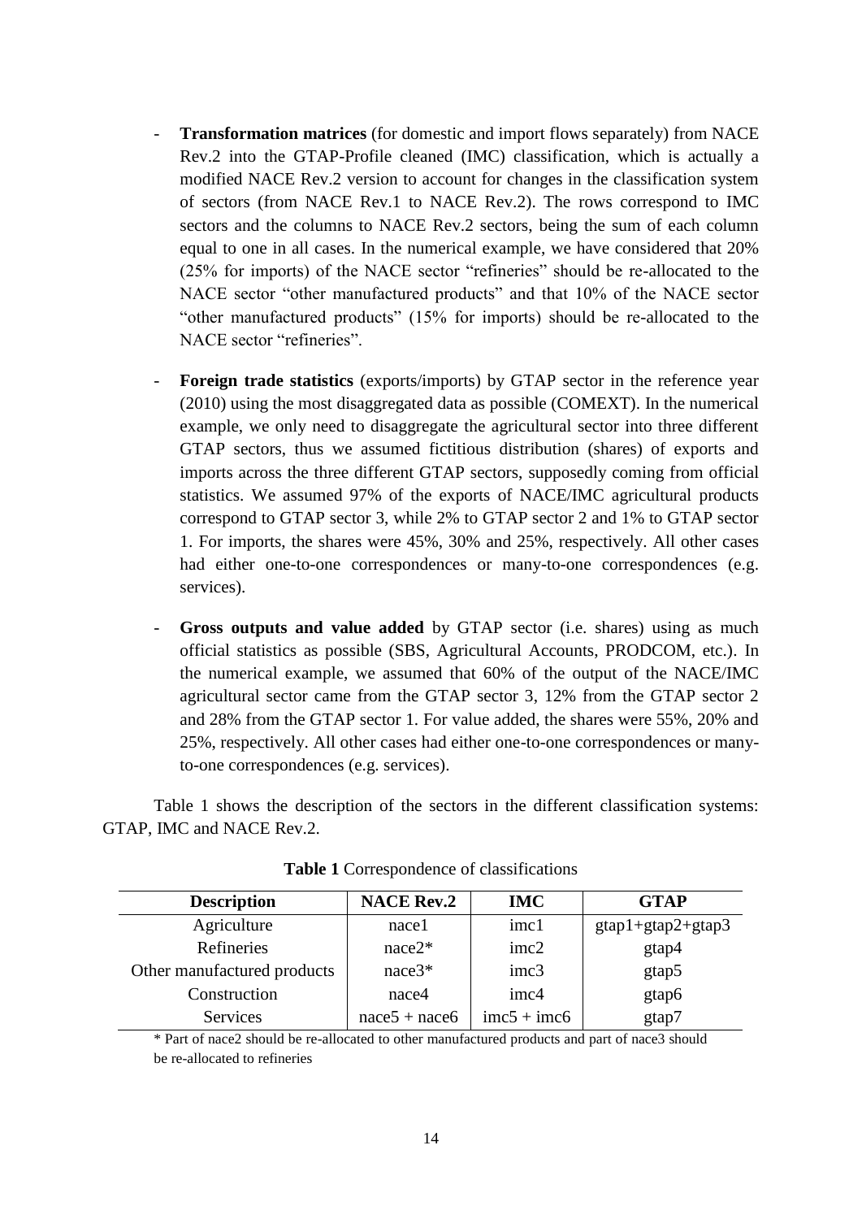- **Transformation matrices** (for domestic and import flows separately) from NACE Rev.2 into the GTAP-Profile cleaned (IMC) classification, which is actually a modified NACE Rev.2 version to account for changes in the classification system of sectors (from NACE Rev.1 to NACE Rev.2). The rows correspond to IMC sectors and the columns to NACE Rev.2 sectors, being the sum of each column equal to one in all cases. In the numerical example, we have considered that 20% (25% for imports) of the NACE sector "refineries" should be re-allocated to the NACE sector "other manufactured products" and that 10% of the NACE sector "other manufactured products" (15% for imports) should be re-allocated to the NACE sector "refineries".

- **Foreign trade statistics** (exports/imports) by GTAP sector in the reference year (2010) using the most disaggregated data as possible (COMEXT). In the numerical example, we only need to disaggregate the agricultural sector into three different GTAP sectors, thus we assumed fictitious distribution (shares) of exports and imports across the three different GTAP sectors, supposedly coming from official statistics. We assumed 97% of the exports of NACE/IMC agricultural products correspond to GTAP sector 3, while 2% to GTAP sector 2 and 1% to GTAP sector 1. For imports, the shares were 45%, 30% and 25%, respectively. All other cases had either one-to-one correspondences or many-to-one correspondences (e.g. services).

- **Gross outputs and value added** by GTAP sector (i.e. shares) using as much official statistics as possible (SBS, Agricultural Accounts, PRODCOM, etc.). In the numerical example, we assumed that 60% of the output of the NACE/IMC agricultural sector came from the GTAP sector 3, 12% from the GTAP sector 2 and 28% from the GTAP sector 1. For value added, the shares were 55%, 20% and 25%, respectively. All other cases had either one-to-one correspondences or many-to-one correspondences (e.g. services).

Table 1 shows the description of the sectors in the different classification systems: GTAP, IMC and NACE Rev.2.

**Table 1** Correspondence of classifications

| Description | NACE Rev.2 | IMC | GTAP |
|---|---|---|---|
| Agriculture | nace1 | imc1 | gtap1+gtap2+gtap3 |
| Refineries | nace2* | imc2 | gtap4 |
| Other manufactured products | nace3* | imc3 | gtap5 |
| Construction | nace4 | imc4 | gtap6 |
| Services | nace5 + nace6 | imc5 + imc6 | gtap7 |

* Part of nace2 should be re-allocated to other manufactured products and part of nace3 should be re-allocated to refineries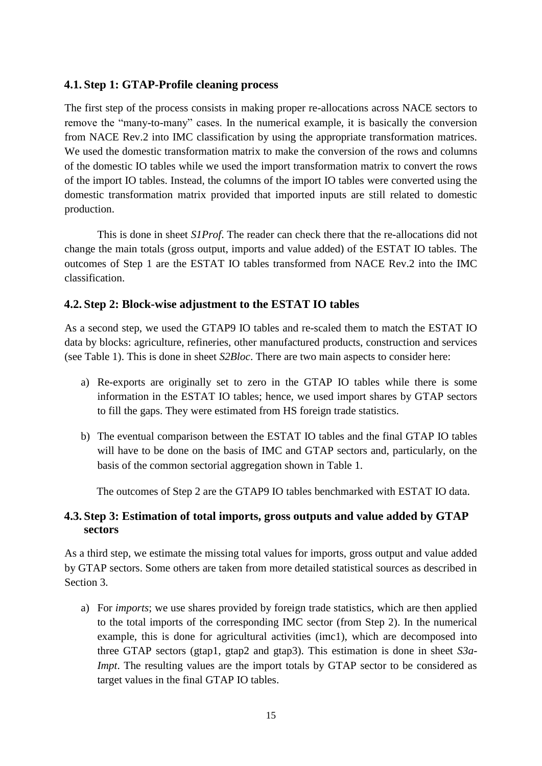## 4.1. Step 1: GTAP-Profile cleaning process

The first step of the process consists in making proper re-allocations across NACE sectors to remove the "many-to-many" cases. In the numerical example, it is basically the conversion from NACE Rev.2 into IMC classification by using the appropriate transformation matrices. We used the domestic transformation matrix to make the conversion of the rows and columns of the domestic IO tables while we used the import transformation matrix to convert the rows of the import IO tables. Instead, the columns of the import IO tables were converted using the domestic transformation matrix provided that imported inputs are still related to domestic production.

This is done in sheet *S1Prof*. The reader can check there that the re-allocations did not change the main totals (gross output, imports and value added) of the ESTAT IO tables. The outcomes of Step 1 are the ESTAT IO tables transformed from NACE Rev.2 into the IMC classification.

## 4.2. Step 2: Block-wise adjustment to the ESTAT IO tables

As a second step, we used the GTAP9 IO tables and re-scaled them to match the ESTAT IO data by blocks: agriculture, refineries, other manufactured products, construction and services (see Table 1). This is done in sheet *S2Bloc*. There are two main aspects to consider here:

a) Re-exports are originally set to zero in the GTAP IO tables while there is some information in the ESTAT IO tables; hence, we used import shares by GTAP sectors to fill the gaps. They were estimated from HS foreign trade statistics.

b) The eventual comparison between the ESTAT IO tables and the final GTAP IO tables will have to be done on the basis of IMC and GTAP sectors and, particularly, on the basis of the common sectorial aggregation shown in Table 1.

The outcomes of Step 2 are the GTAP9 IO tables benchmarked with ESTAT IO data.

## 4.3. Step 3: Estimation of total imports, gross outputs and value added by GTAP sectors

As a third step, we estimate the missing total values for imports, gross output and value added by GTAP sectors. Some others are taken from more detailed statistical sources as described in Section 3.

a) For *imports*; we use shares provided by foreign trade statistics, which are then applied to the total imports of the corresponding IMC sector (from Step 2). In the numerical example, this is done for agricultural activities (imc1), which are decomposed into three GTAP sectors (gtap1, gtap2 and gtap3). This estimation is done in sheet *S3a-Impt*. The resulting values are the import totals by GTAP sector to be considered as target values in the final GTAP IO tables.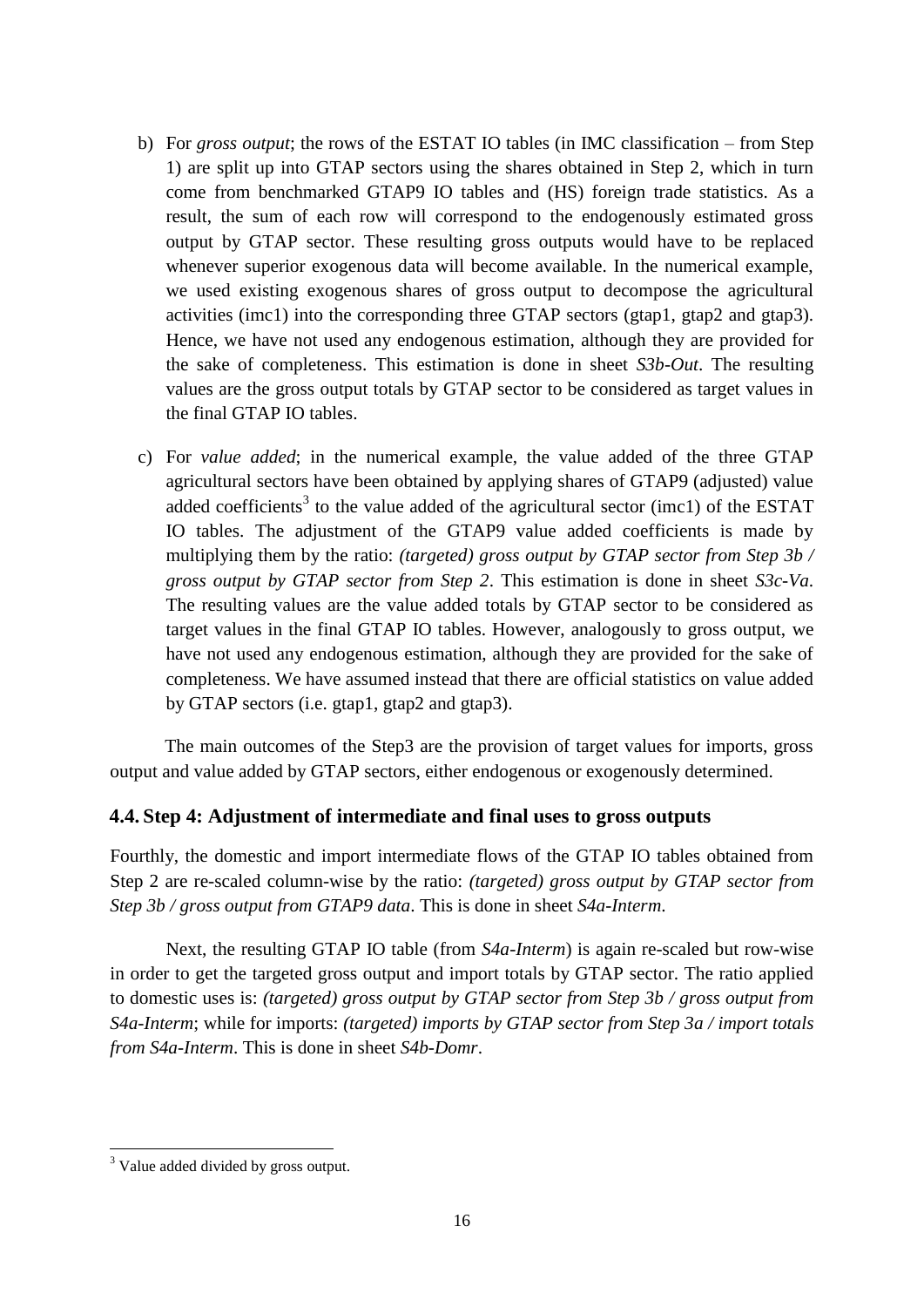b) For *gross output*; the rows of the ESTAT IO tables (in IMC classification – from Step 1) are split up into GTAP sectors using the shares obtained in Step 2, which in turn come from benchmarked GTAP9 IO tables and (HS) foreign trade statistics. As a result, the sum of each row will correspond to the endogenously estimated gross output by GTAP sector. These resulting gross outputs would have to be replaced whenever superior exogenous data will become available. In the numerical example, we used existing exogenous shares of gross output to decompose the agricultural activities (imc1) into the corresponding three GTAP sectors (gtap1, gtap2 and gtap3). Hence, we have not used any endogenous estimation, although they are provided for the sake of completeness. This estimation is done in sheet *S3b-Out*. The resulting values are the gross output totals by GTAP sector to be considered as target values in the final GTAP IO tables.

c) For *value added*; in the numerical example, the value added of the three GTAP agricultural sectors have been obtained by applying shares of GTAP9 (adjusted) value added coefficients[3] to the value added of the agricultural sector (imc1) of the ESTAT IO tables. The adjustment of the GTAP9 value added coefficients is made by multiplying them by the ratio: *(targeted) gross output by GTAP sector from Step 3b / gross output by GTAP sector from Step 2*. This estimation is done in sheet *S3c-Va*. The resulting values are the value added totals by GTAP sector to be considered as target values in the final GTAP IO tables. However, analogously to gross output, we have not used any endogenous estimation, although they are provided for the sake of completeness. We have assumed instead that there are official statistics on value added by GTAP sectors (i.e. gtap1, gtap2 and gtap3).

The main outcomes of the Step3 are the provision of target values for imports, gross output and value added by GTAP sectors, either endogenous or exogenously determined.

### 4.4. Step 4: Adjustment of intermediate and final uses to gross outputs

Fourthly, the domestic and import intermediate flows of the GTAP IO tables obtained from Step 2 are re-scaled column-wise by the ratio: *(targeted) gross output by GTAP sector from Step 3b / gross output from GTAP9 data*. This is done in sheet *S4a-Interm*.

Next, the resulting GTAP IO table (from *S4a-Interm*) is again re-scaled but row-wise in order to get the targeted gross output and import totals by GTAP sector. The ratio applied to domestic uses is: *(targeted) gross output by GTAP sector from Step 3b / gross output from S4a-Interm*; while for imports: *(targeted) imports by GTAP sector from Step 3a / import totals from S4a-Interm*. This is done in sheet *S4b-Domr*.

[3] Value added divided by gross output.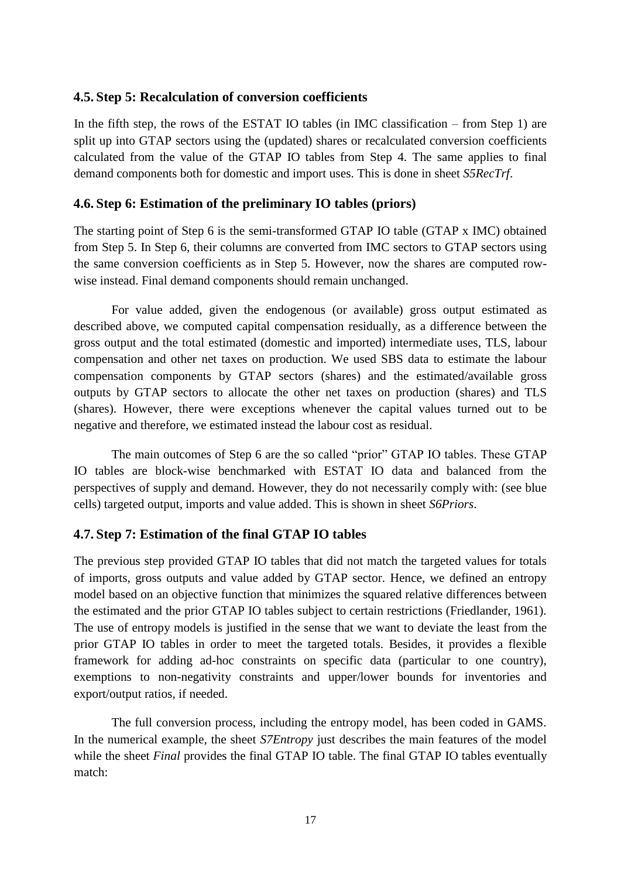## 4.5. Step 5: Recalculation of conversion coefficients

In the fifth step, the rows of the ESTAT IO tables (in IMC classification – from Step 1) are split up into GTAP sectors using the (updated) shares or recalculated conversion coefficients calculated from the value of the GTAP IO tables from Step 4. The same applies to final demand components both for domestic and import uses. This is done in sheet *S5RecTrf*.

## 4.6. Step 6: Estimation of the preliminary IO tables (priors)

The starting point of Step 6 is the semi-transformed GTAP IO table (GTAP x IMC) obtained from Step 5. In Step 6, their columns are converted from IMC sectors to GTAP sectors using the same conversion coefficients as in Step 5. However, now the shares are computed row-wise instead. Final demand components should remain unchanged.

For value added, given the endogenous (or available) gross output estimated as described above, we computed capital compensation residually, as a difference between the gross output and the total estimated (domestic and imported) intermediate uses, TLS, labour compensation and other net taxes on production. We used SBS data to estimate the labour compensation components by GTAP sectors (shares) and the estimated/available gross outputs by GTAP sectors to allocate the other net taxes on production (shares) and TLS (shares). However, there were exceptions whenever the capital values turned out to be negative and therefore, we estimated instead the labour cost as residual.

The main outcomes of Step 6 are the so called "prior" GTAP IO tables. These GTAP IO tables are block-wise benchmarked with ESTAT IO data and balanced from the perspectives of supply and demand. However, they do not necessarily comply with: (see blue cells) targeted output, imports and value added. This is shown in sheet *S6Priors*.

## 4.7. Step 7: Estimation of the final GTAP IO tables

The previous step provided GTAP IO tables that did not match the targeted values for totals of imports, gross outputs and value added by GTAP sector. Hence, we defined an entropy model based on an objective function that minimizes the squared relative differences between the estimated and the prior GTAP IO tables subject to certain restrictions (Friedlander, 1961). The use of entropy models is justified in the sense that we want to deviate the least from the prior GTAP IO tables in order to meet the targeted totals. Besides, it provides a flexible framework for adding ad-hoc constraints on specific data (particular to one country), exemptions to non-negativity constraints and upper/lower bounds for inventories and export/output ratios, if needed.

The full conversion process, including the entropy model, has been coded in GAMS. In the numerical example, the sheet *S7Entropy* just describes the main features of the model while the sheet *Final* provides the final GTAP IO table. The final GTAP IO tables eventually match: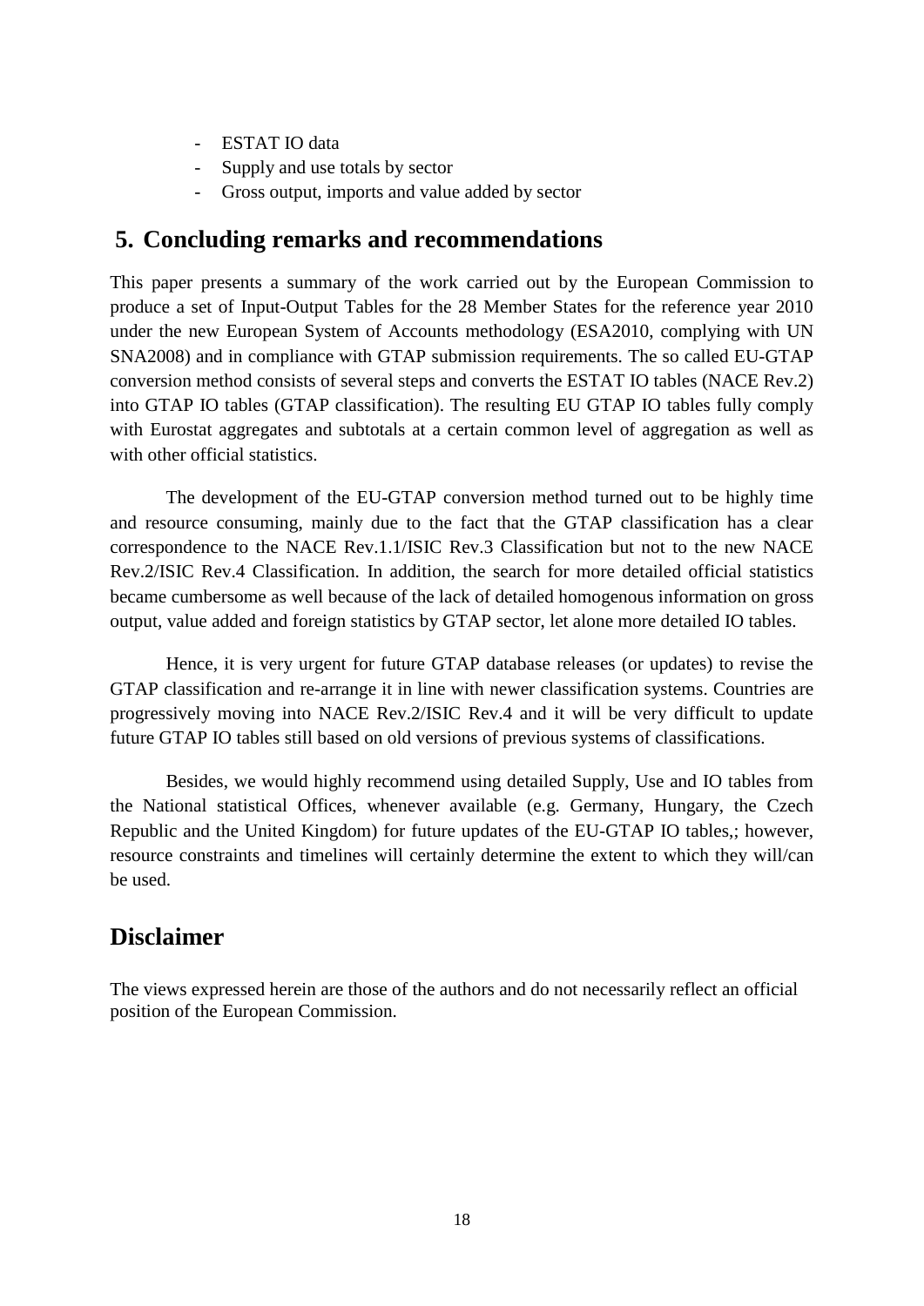- ESTAT IO data
- Supply and use totals by sector
- Gross output, imports and value added by sector

## 5. Concluding remarks and recommendations

This paper presents a summary of the work carried out by the European Commission to produce a set of Input-Output Tables for the 28 Member States for the reference year 2010 under the new European System of Accounts methodology (ESA2010, complying with UN SNA2008) and in compliance with GTAP submission requirements. The so called EU-GTAP conversion method consists of several steps and converts the ESTAT IO tables (NACE Rev.2) into GTAP IO tables (GTAP classification). The resulting EU GTAP IO tables fully comply with Eurostat aggregates and subtotals at a certain common level of aggregation as well as with other official statistics.

The development of the EU-GTAP conversion method turned out to be highly time and resource consuming, mainly due to the fact that the GTAP classification has a clear correspondence to the NACE Rev.1.1/ISIC Rev.3 Classification but not to the new NACE Rev.2/ISIC Rev.4 Classification. In addition, the search for more detailed official statistics became cumbersome as well because of the lack of detailed homogenous information on gross output, value added and foreign statistics by GTAP sector, let alone more detailed IO tables.

Hence, it is very urgent for future GTAP database releases (or updates) to revise the GTAP classification and re-arrange it in line with newer classification systems. Countries are progressively moving into NACE Rev.2/ISIC Rev.4 and it will be very difficult to update future GTAP IO tables still based on old versions of previous systems of classifications.

Besides, we would highly recommend using detailed Supply, Use and IO tables from the National statistical Offices, whenever available (e.g. Germany, Hungary, the Czech Republic and the United Kingdom) for future updates of the EU-GTAP IO tables,; however, resource constraints and timelines will certainly determine the extent to which they will/can be used.

## Disclaimer

The views expressed herein are those of the authors and do not necessarily reflect an official position of the European Commission.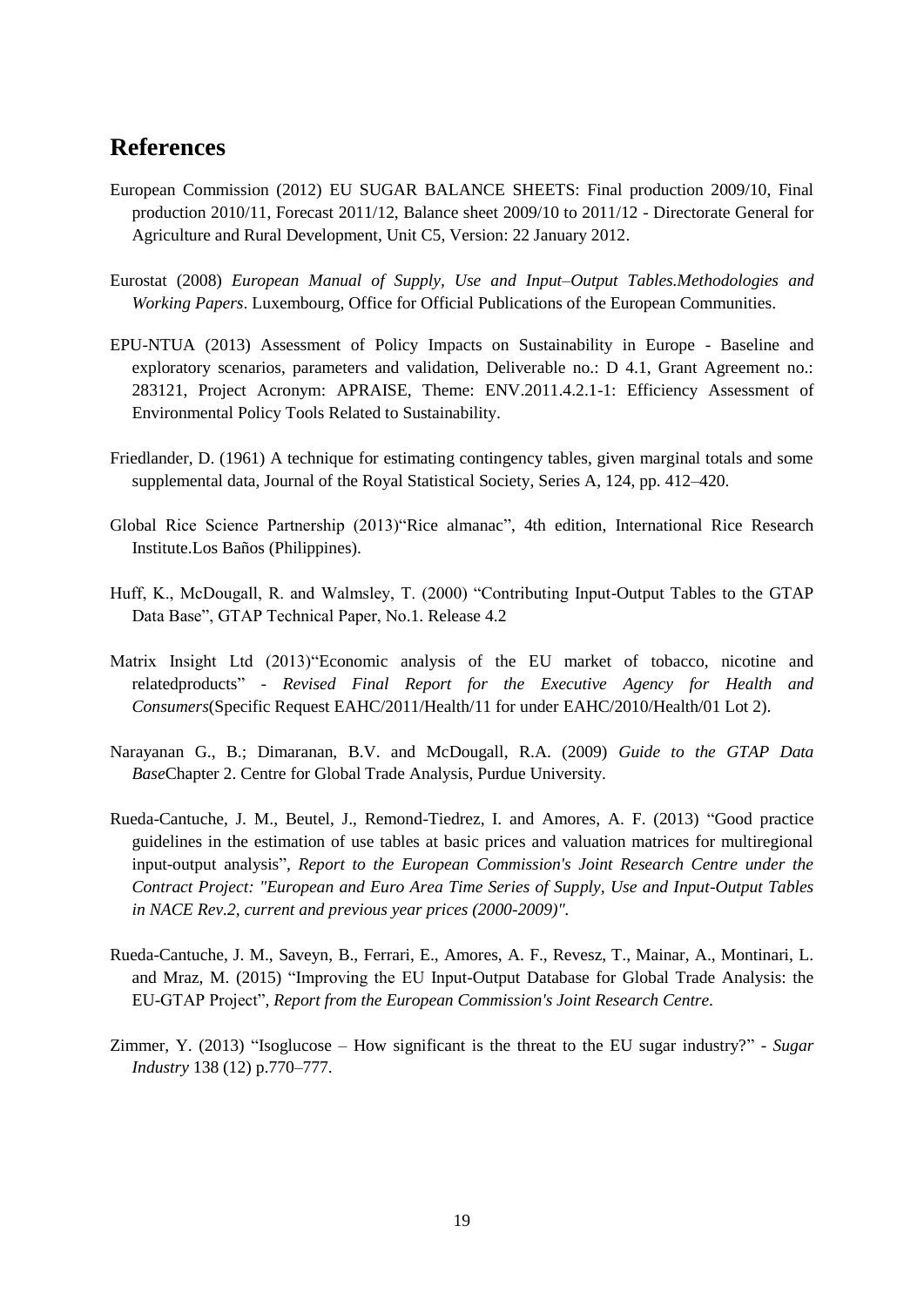# References

European Commission (2012) EU SUGAR BALANCE SHEETS: Final production 2009/10, Final production 2010/11, Forecast 2011/12, Balance sheet 2009/10 to 2011/12 - Directorate General for Agriculture and Rural Development, Unit C5, Version: 22 January 2012.

Eurostat (2008) *European Manual of Supply, Use and Input–Output Tables.Methodologies and Working Papers*. Luxembourg, Office for Official Publications of the European Communities.

EPU-NTUA (2013) Assessment of Policy Impacts on Sustainability in Europe - Baseline and exploratory scenarios, parameters and validation, Deliverable no.: D 4.1, Grant Agreement no.: 283121, Project Acronym: APRAISE, Theme: ENV.2011.4.2.1-1: Efficiency Assessment of Environmental Policy Tools Related to Sustainability.

Friedlander, D. (1961) A technique for estimating contingency tables, given marginal totals and some supplemental data, Journal of the Royal Statistical Society, Series A, 124, pp. 412–420.

Global Rice Science Partnership (2013)"Rice almanac", 4th edition, International Rice Research Institute.Los Baños (Philippines).

Huff, K., McDougall, R. and Walmsley, T. (2000) "Contributing Input-Output Tables to the GTAP Data Base", GTAP Technical Paper, No.1. Release 4.2

Matrix Insight Ltd (2013)"Economic analysis of the EU market of tobacco, nicotine and relatedproducts" - *Revised Final Report for the Executive Agency for Health and Consumers*(Specific Request EAHC/2011/Health/11 for under EAHC/2010/Health/01 Lot 2).

Narayanan G., B.; Dimaranan, B.V. and McDougall, R.A. (2009) *Guide to the GTAP Data Base*Chapter 2. Centre for Global Trade Analysis, Purdue University.

Rueda-Cantuche, J. M., Beutel, J., Remond-Tiedrez, I. and Amores, A. F. (2013) "Good practice guidelines in the estimation of use tables at basic prices and valuation matrices for multiregional input-output analysis", *Report to the European Commission's Joint Research Centre under the Contract Project: "European and Euro Area Time Series of Supply, Use and Input-Output Tables in NACE Rev.2, current and previous year prices (2000-2009)".*

Rueda-Cantuche, J. M., Saveyn, B., Ferrari, E., Amores, A. F., Revesz, T., Mainar, A., Montinari, L. and Mraz, M. (2015) "Improving the EU Input-Output Database for Global Trade Analysis: the EU-GTAP Project", *Report from the European Commission's Joint Research Centre.*

Zimmer, Y. (2013) "Isoglucose – How significant is the threat to the EU sugar industry?" - *Sugar Industry* 138 (12) p.770–777.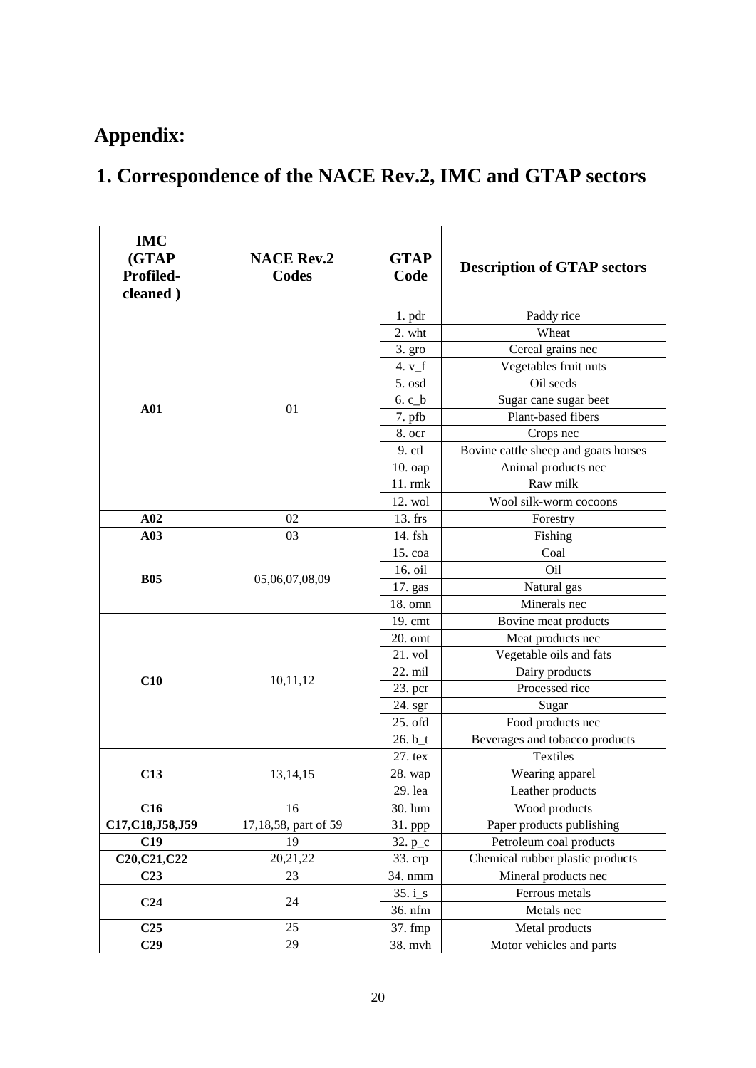# Appendix:

## 1. Correspondence of the NACE Rev.2, IMC and GTAP sectors

| IMC (GTAP Profiled-cleaned ) | NACE Rev.2 Codes | GTAP Code | Description of GTAP sectors |
|---|---|---|---|
| **A01** | 01 | 1. pdr | Paddy rice |
| | | 2. wht | Wheat |
| | | 3. gro | Cereal grains nec |
| | | 4. v_f | Vegetables fruit nuts |
| | | 5. osd | Oil seeds |
| | | 6. c_b | Sugar cane sugar beet |
| | | 7. pfb | Plant-based fibers |
| | | 8. ocr | Crops nec |
| | | 9. ctl | Bovine cattle sheep and goats horses |
| | | 10. oap | Animal products nec |
| | | 11. rmk | Raw milk |
| | | 12. wol | Wool silk-worm cocoons |
| **A02** | 02 | 13. frs | Forestry |
| **A03** | 03 | 14. fsh | Fishing |
| **B05** | 05,06,07,08,09 | 15. coa | Coal |
| | | 16. oil | Oil |
| | | 17. gas | Natural gas |
| | | 18. omn | Minerals nec |
| **C10** | 10,11,12 | 19. cmt | Bovine meat products |
| | | 20. omt | Meat products nec |
| | | 21. vol | Vegetable oils and fats |
| | | 22. mil | Dairy products |
| | | 23. pcr | Processed rice |
| | | 24. sgr | Sugar |
| | | 25. ofd | Food products nec |
| | | 26. b_t | Beverages and tobacco products |
| **C13** | 13,14,15 | 27. tex | Textiles |
| | | 28. wap | Wearing apparel |
| | | 29. lea | Leather products |
| **C16** | 16 | 30. lum | Wood products |
| **C17,C18,J58,J59** | 17,18,58, part of 59 | 31. ppp | Paper products publishing |
| **C19** | 19 | 32. p_c | Petroleum coal products |
| **C20,C21,C22** | 20,21,22 | 33. crp | Chemical rubber plastic products |
| **C23** | 23 | 34. nmm | Mineral products nec |
| **C24** | 24 | 35. i_s | Ferrous metals |
| | | 36. nfm | Metals nec |
| **C25** | 25 | 37. fmp | Metal products |
| **C29** | 29 | 38. mvh | Motor vehicles and parts |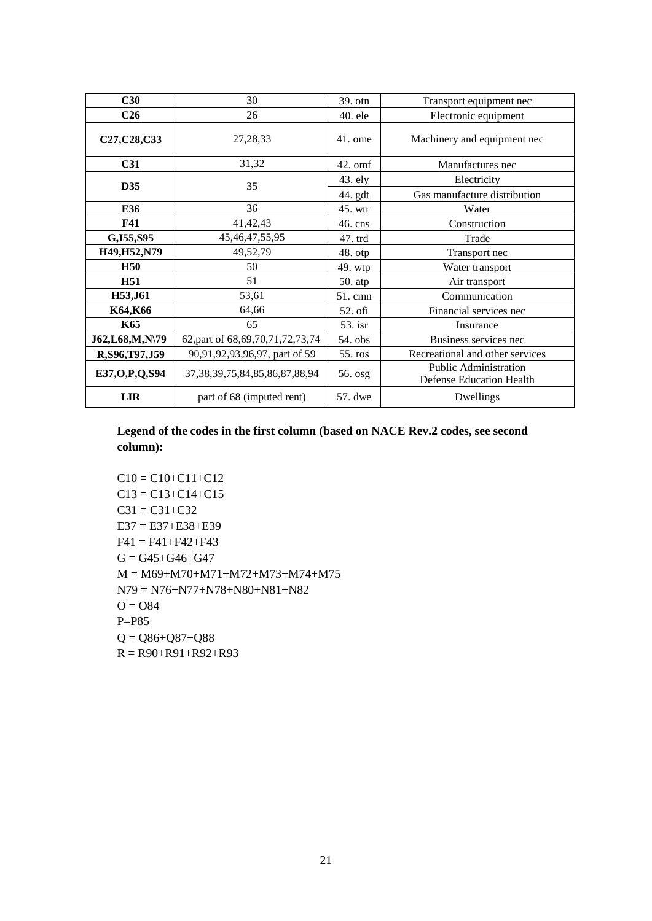| | | | |
|---|---|---|---|
| **C30** | 30 | 39. otn | Transport equipment nec |
| **C26** | 26 | 40. ele | Electronic equipment |
| **C27,C28,C33** | 27,28,33 | 41. ome | Machinery and equipment nec |
| **C31** | 31,32 | 42. omf | Manufactures nec |
| **D35** | 35 | 43. ely | Electricity |
| | | 44. gdt | Gas manufacture distribution |
| **E36** | 36 | 45. wtr | Water |
| **F41** | 41,42,43 | 46. cns | Construction |
| **G,I55,S95** | 45,46,47,55,95 | 47. trd | Trade |
| **H49,H52,N79** | 49,52,79 | 48. otp | Transport nec |
| **H50** | 50 | 49. wtp | Water transport |
| **H51** | 51 | 50. atp | Air transport |
| **H53,J61** | 53,61 | 51. cmn | Communication |
| **K64,K66** | 64,66 | 52. ofi | Financial services nec |
| **K65** | 65 | 53. isr | Insurance |
| **J62,L68,M,N\79** | 62,part of 68,69,70,71,72,73,74 | 54. obs | Business services nec |
| **R,S96,T97,J59** | 90,91,92,93,96,97, part of 59 | 55. ros | Recreational and other services |
| **E37,O,P,Q,S94** | 37,38,39,75,84,85,86,87,88,94 | 56. osg | Public Administration Defense Education Health |
| **LIR** | part of 68 (imputed rent) | 57. dwe | Dwellings |

**Legend of the codes in the first column (based on NACE Rev.2 codes, see second column):**

C10 = C10+C11+C12
C13 = C13+C14+C15
C31 = C31+C32
E37 = E37+E38+E39
F41 = F41+F42+F43
G = G45+G46+G47
M = M69+M70+M71+M72+M73+M74+M75
N79 = N76+N77+N78+N80+N81+N82
O = O84
P=P85
Q = Q86+Q87+Q88
R = R90+R91+R92+R93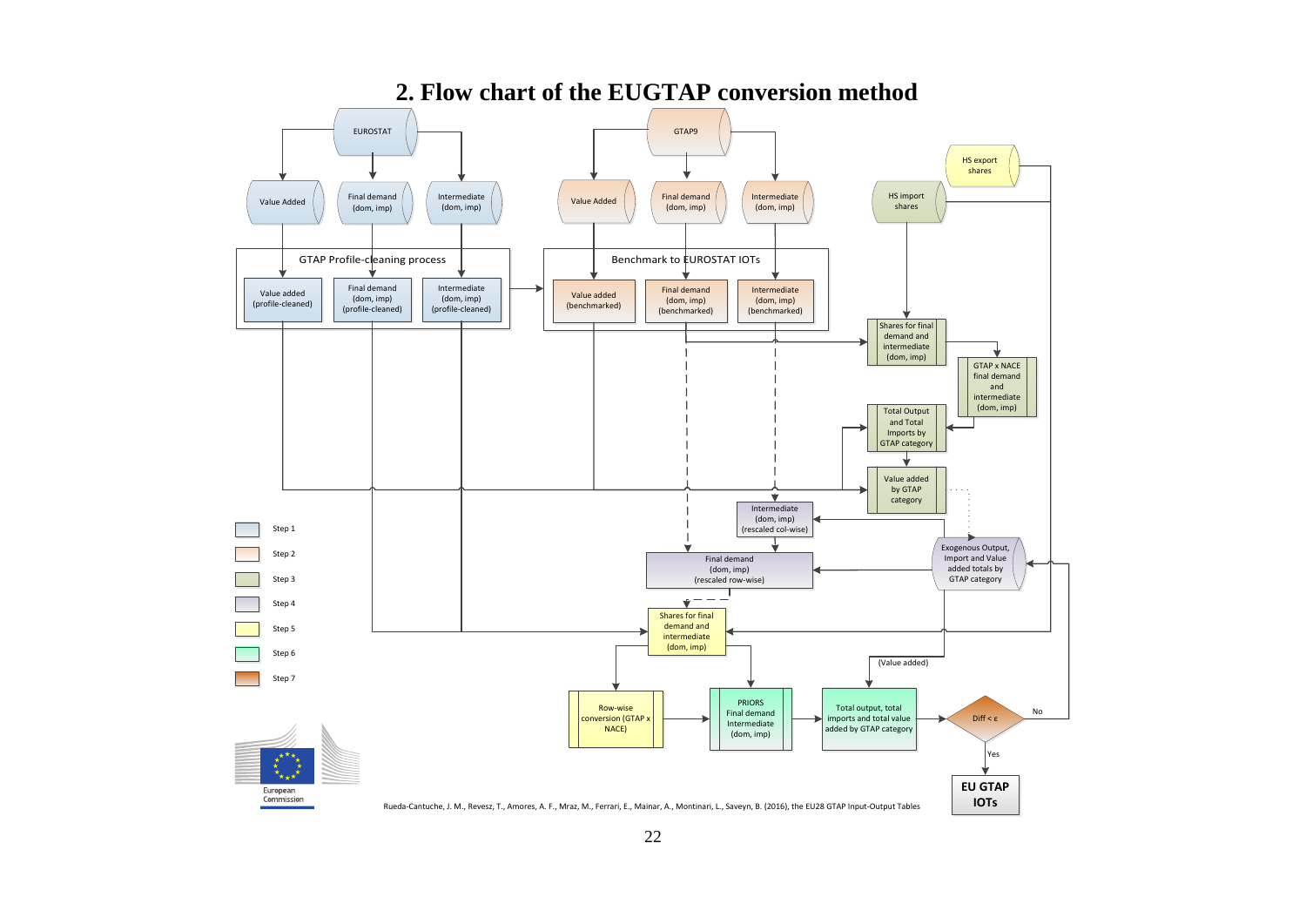## 2. Flow chart of the EUGTAP conversion method

EUROSTAT

Value Added

Final demand (dom, imp)

Intermediate (dom, imp)

GTAP Profile-cleaning process

Value added (profile-cleaned)

Final demand (dom, imp) (profile-cleaned)

Intermediate (dom, imp) (profile-cleaned)

GTAP9

Value Added

Final demand (dom, imp)

Intermediate (dom, imp)

Benchmark to EUROSTAT IOTs

Value added (benchmarked)

Final demand (dom, imp) (benchmarked)

Intermediate (dom, imp) (benchmarked)

HS export shares

HS import shares

Shares for final demand and intermediate (dom, imp)

GTAP x NACE final demand and intermediate (dom, imp)

Total Output and Total Imports by GTAP category

Value added by GTAP category

Intermediate (dom, imp) (rescaled col-wise)

Final demand (dom, imp) (rescaled row-wise)

Exogenous Output, Import and Value added totals by GTAP category

Shares for final demand and intermediate (dom, imp)

(Value added)

Row-wise conversion (GTAP x NACE)

PRIORS Final demand Intermediate (dom, imp)

Total output, total imports and total value added by GTAP category

Diff < ε

No

Yes

EU GTAP IOTs

Step 1

Step 2

Step 3

Step 4

Step 5

Step 6

Step 7

European Commission

Rueda-Cantuche, J. M., Revesz, T., Amores, A. F., Mraz, M., Ferrari, E., Mainar, A., Montinari, L., Saveyn, B. (2016), the EU28 GTAP Input-Output Tables